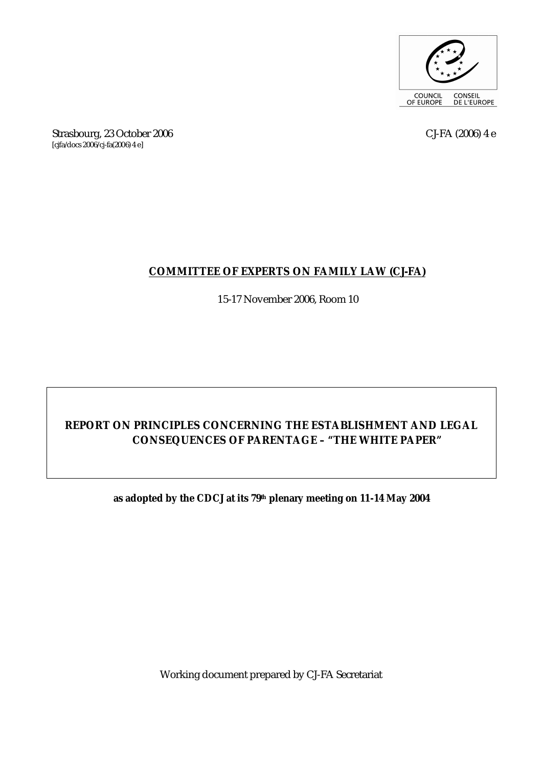COUNCIL OF EUROPE CONSEIL DE L'EUROPE

Strasbourg, 23 October 2006 CJ-FA (2006) 4 e
[cjfa/docs 2006/cj-fa(2006) 4 e]

**COMMITTEE OF EXPERTS ON FAMILY LAW (CJ-FA)**

15-17 November 2006, Room 10

# REPORT ON PRINCIPLES CONCERNING THE ESTABLISHMENT AND LEGAL CONSEQUENCES OF PARENTAGE – "THE WHITE PAPER"

**as adopted by the CDCJ at its 79th plenary meeting on 11-14 May 2004**

Working document prepared by CJ-FA Secretariat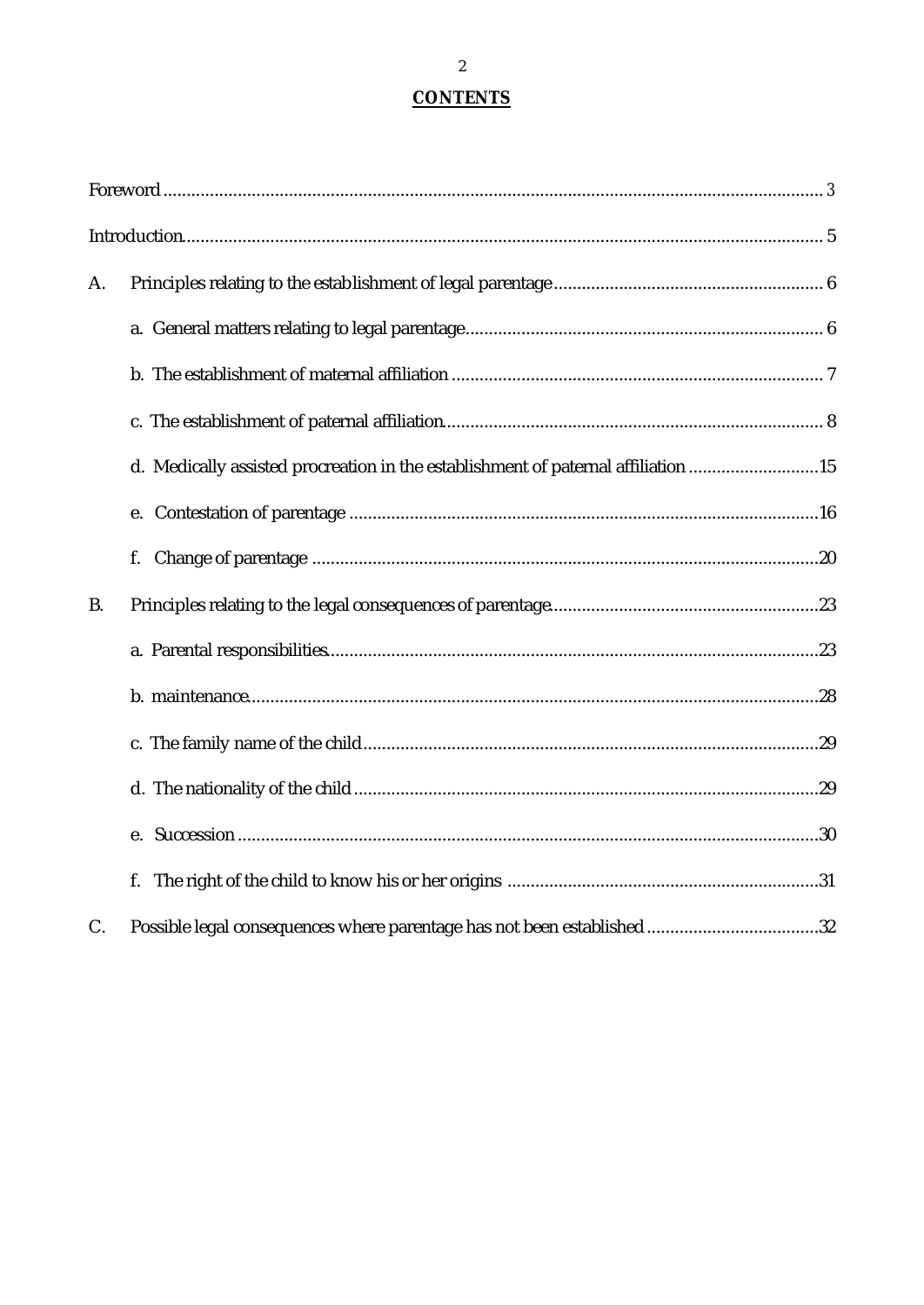# CONTENTS

Foreword ............................................................................................................................................ 3

Introduction......................................................................................................................................... 5

A. Principles relating to the establishment of legal parentage.......................................................... 6

a. General matters relating to legal parentage............................................................................ 6

b. The establishment of maternal affiliation ............................................................................... 7

c. The establishment of paternal affiliation................................................................................. 8

d. Medically assisted procreation in the establishment of paternal affiliation ............................15

e. Contestation of parentage ....................................................................................................16

f. Change of parentage ............................................................................................................20

B. Principles relating to the legal consequences of parentage..........................................................23

a. Parental responsibilities.........................................................................................................23

b. maintenance..........................................................................................................................28

c. The family name of the child.................................................................................................29

d. The nationality of the child ...................................................................................................29

e. Succession ............................................................................................................................30

f. The right of the child to know his or her origins ..................................................................31

C. Possible legal consequences where parentage has not been established ....................................32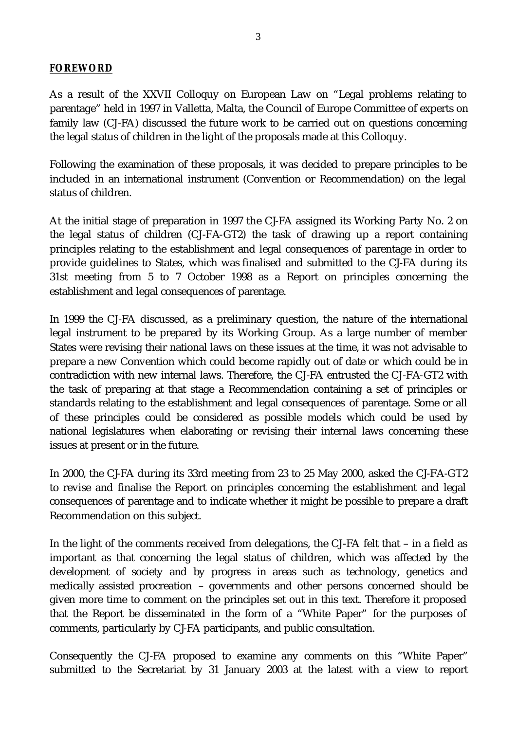## FOREWORD

As a result of the XXVII Colloquy on European Law on "Legal problems relating to parentage" held in 1997 in Valletta, Malta, the Council of Europe Committee of experts on family law (CJ-FA) discussed the future work to be carried out on questions concerning the legal status of children in the light of the proposals made at this Colloquy.

Following the examination of these proposals, it was decided to prepare principles to be included in an international instrument (Convention or Recommendation) on the legal status of children.

At the initial stage of preparation in 1997 the CJ-FA assigned its Working Party No. 2 on the legal status of children (CJ-FA-GT2) the task of drawing up a report containing principles relating to the establishment and legal consequences of parentage in order to provide guidelines to States, which was finalised and submitted to the CJ-FA during its 31st meeting from 5 to 7 October 1998 as a Report on principles concerning the establishment and legal consequences of parentage.

In 1999 the CJ-FA discussed, as a preliminary question, the nature of the international legal instrument to be prepared by its Working Group. As a large number of member States were revising their national laws on these issues at the time, it was not advisable to prepare a new Convention which could become rapidly out of date or which could be in contradiction with new internal laws. Therefore, the CJ-FA entrusted the CJ-FA-GT2 with the task of preparing at that stage a Recommendation containing a set of principles or standards relating to the establishment and legal consequences of parentage. Some or all of these principles could be considered as possible models which could be used by national legislatures when elaborating or revising their internal laws concerning these issues at present or in the future.

In 2000, the CJ-FA during its 33rd meeting from 23 to 25 May 2000, asked the CJ-FA-GT2 to revise and finalise the Report on principles concerning the establishment and legal consequences of parentage and to indicate whether it might be possible to prepare a draft Recommendation on this subject.

In the light of the comments received from delegations, the CJ-FA felt that – in a field as important as that concerning the legal status of children, which was affected by the development of society and by progress in areas such as technology, genetics and medically assisted procreation – governments and other persons concerned should be given more time to comment on the principles set out in this text. Therefore it proposed that the Report be disseminated in the form of a "White Paper" for the purposes of comments, particularly by CJ-FA participants, and public consultation.

Consequently the CJ-FA proposed to examine any comments on this "White Paper" submitted to the Secretariat by 31 January 2003 at the latest with a view to report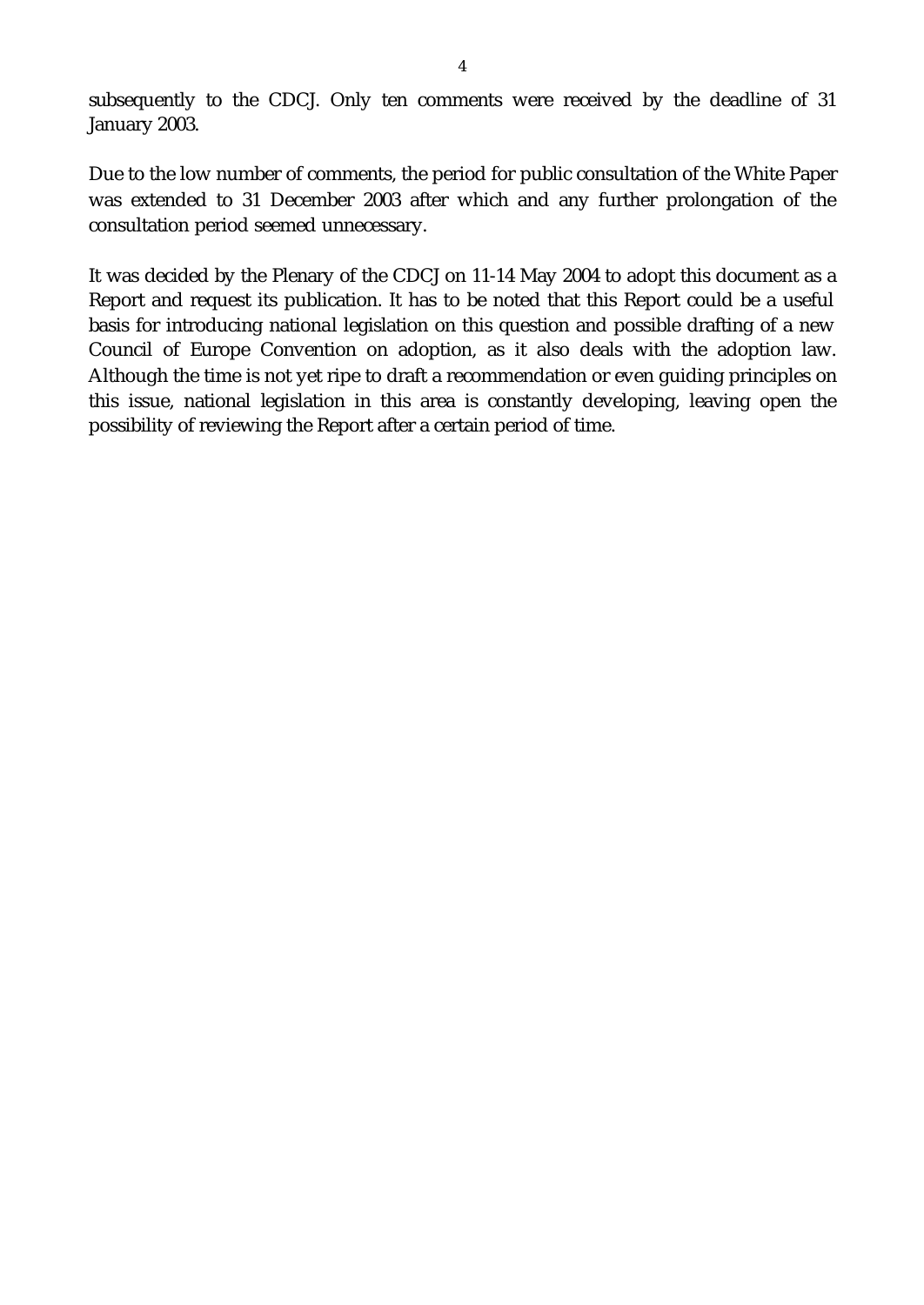subsequently to the CDCJ. Only ten comments were received by the deadline of 31 January 2003.

Due to the low number of comments, the period for public consultation of the White Paper was extended to 31 December 2003 after which and any further prolongation of the consultation period seemed unnecessary.

It was decided by the Plenary of the CDCJ on 11-14 May 2004 to adopt this document as a Report and request its publication. It has to be noted that this Report could be a useful basis for introducing national legislation on this question and possible drafting of a new Council of Europe Convention on adoption, as it also deals with the adoption law. Although the time is not yet ripe to draft a recommendation or even guiding principles on this issue, national legislation in this area is constantly developing, leaving open the possibility of reviewing the Report after a certain period of time.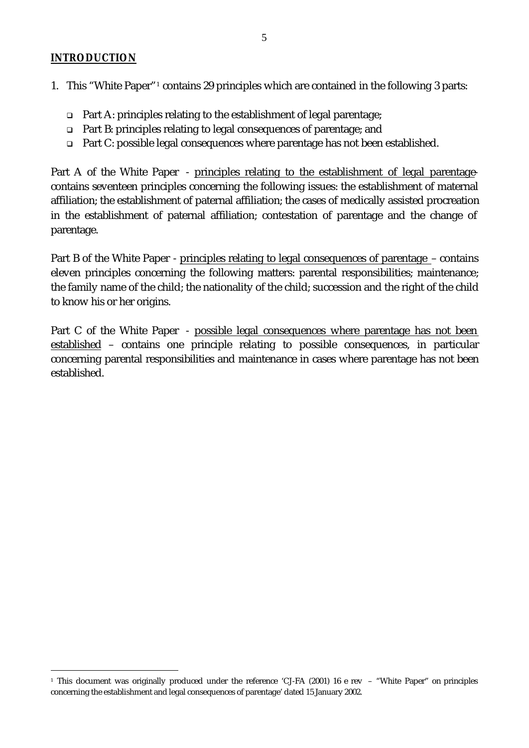## INTRODUCTION

1. This "White Paper"[1] contains 29 principles which are contained in the following 3 parts:

- Part A: principles relating to the establishment of legal parentage;
- Part B: principles relating to legal consequences of parentage; and
- Part C: possible legal consequences where parentage has not been established.

Part A of the White Paper - principles relating to the establishment of legal parentage- contains seventeen principles concerning the following issues: the establishment of maternal affiliation; the establishment of paternal affiliation; the cases of medically assisted procreation in the establishment of paternal affiliation; contestation of parentage and the change of parentage.

Part B of the White Paper - principles relating to legal consequences of parentage – contains eleven principles concerning the following matters: parental responsibilities; maintenance; the family name of the child; the nationality of the child; succession and the right of the child to know his or her origins.

Part C of the White Paper - possible legal consequences where parentage has not been established – contains one principle relating to possible consequences, in particular concerning parental responsibilities and maintenance in cases where parentage has not been established.

[1] This document was originally produced under the reference 'CJ-FA (2001) 16 e rev – "White Paper" on principles concerning the establishment and legal consequences of parentage' dated 15 January 2002.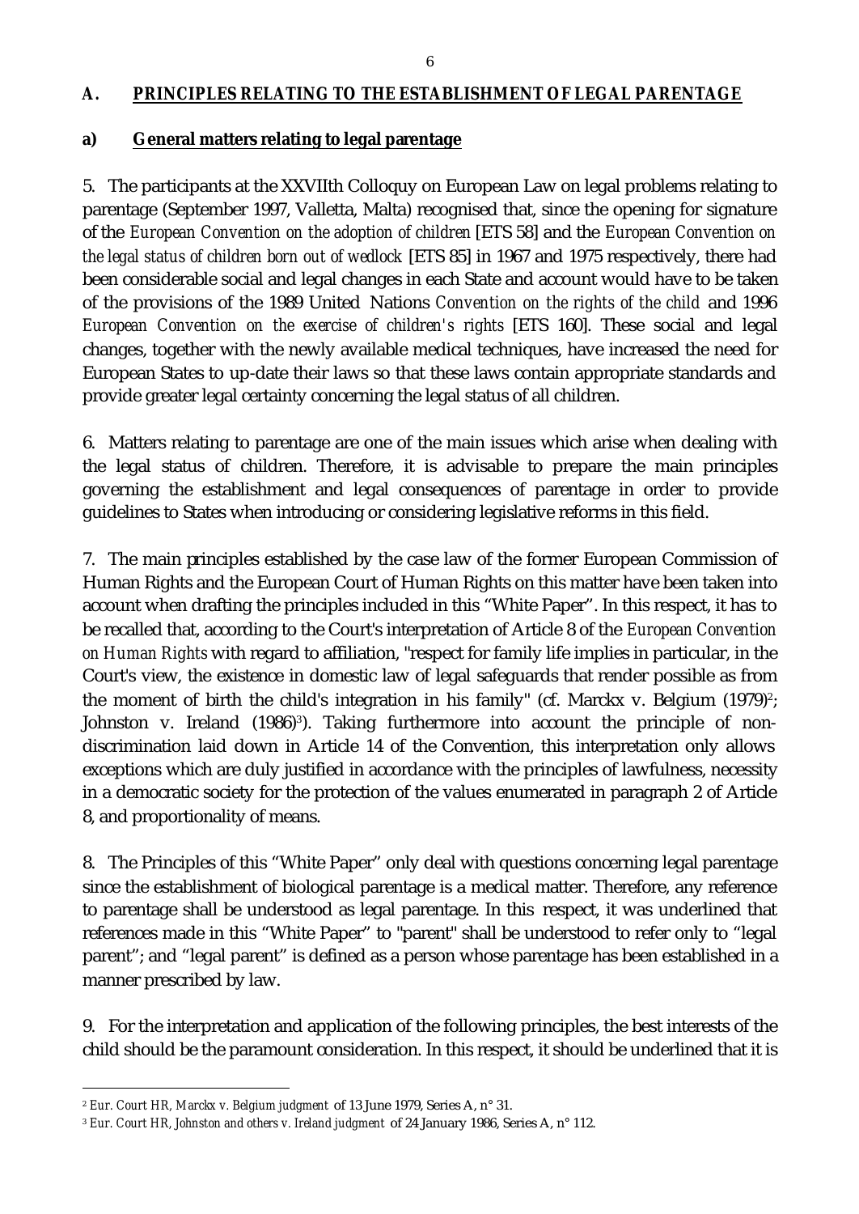## A. PRINCIPLES RELATING TO THE ESTABLISHMENT OF LEGAL PARENTAGE

### a) General matters relating to legal parentage

5. The participants at the XXVIIth Colloquy on European Law on legal problems relating to parentage (September 1997, Valletta, Malta) recognised that, since the opening for signature of the *European Convention on the adoption of children* [ETS 58] and the *European Convention on the legal status of children born out of wedlock* [ETS 85] in 1967 and 1975 respectively, there had been considerable social and legal changes in each State and account would have to be taken of the provisions of the 1989 United Nations *Convention on the rights of the child* and 1996 *European Convention on the exercise of children's rights* [ETS 160]. These social and legal changes, together with the newly available medical techniques, have increased the need for European States to up-date their laws so that these laws contain appropriate standards and provide greater legal certainty concerning the legal status of all children.

6. Matters relating to parentage are one of the main issues which arise when dealing with the legal status of children. Therefore, it is advisable to prepare the main principles governing the establishment and legal consequences of parentage in order to provide guidelines to States when introducing or considering legislative reforms in this field.

7. The main principles established by the case law of the former European Commission of Human Rights and the European Court of Human Rights on this matter have been taken into account when drafting the principles included in this "White Paper". In this respect, it has to be recalled that, according to the Court's interpretation of Article 8 of the *European Convention on Human Rights* with regard to affiliation, "respect for family life implies in particular, in the Court's view, the existence in domestic law of legal safeguards that render possible as from the moment of birth the child's integration in his family" (cf. Marckx v. Belgium (1979)[2]; Johnston v. Ireland (1986)[3]). Taking furthermore into account the principle of non-discrimination laid down in Article 14 of the Convention, this interpretation only allows exceptions which are duly justified in accordance with the principles of lawfulness, necessity in a democratic society for the protection of the values enumerated in paragraph 2 of Article 8, and proportionality of means.

8. The Principles of this "White Paper" only deal with questions concerning legal parentage since the establishment of biological parentage is a medical matter. Therefore, any reference to parentage shall be understood as legal parentage. In this respect, it was underlined that references made in this "White Paper" to "parent" shall be understood to refer only to "legal parent"; and "legal parent" is defined as a person whose parentage has been established in a manner prescribed by law.

9. For the interpretation and application of the following principles, the best interests of the child should be the paramount consideration. In this respect, it should be underlined that it is

---

[2] *Eur. Court HR, Marckx v. Belgium judgment* of 13 June 1979, Series A, n° 31.

[3] *Eur. Court HR, Johnston and others v. Ireland judgment* of 24 January 1986, Series A, n° 112.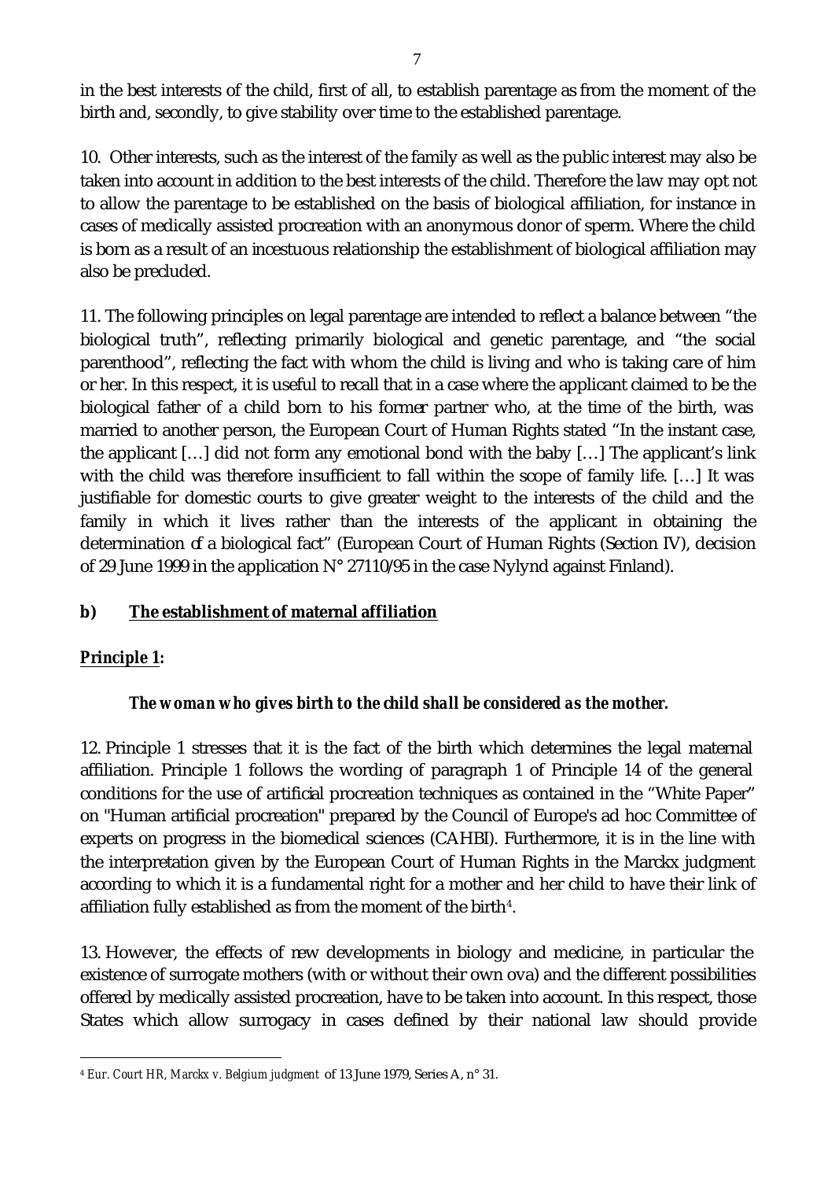in the best interests of the child, first of all, to establish parentage as from the moment of the birth and, secondly, to give stability over time to the established parentage.

10. Other interests, such as the interest of the family as well as the public interest may also be taken into account in addition to the best interests of the child. Therefore the law may opt not to allow the parentage to be established on the basis of biological affiliation, for instance in cases of medically assisted procreation with an anonymous donor of sperm. Where the child is born as a result of an incestuous relationship the establishment of biological affiliation may also be precluded.

11. The following principles on legal parentage are intended to reflect a balance between "the biological truth", reflecting primarily biological and genetic parentage, and "the social parenthood", reflecting the fact with whom the child is living and who is taking care of him or her. In this respect, it is useful to recall that in a case where the applicant claimed to be the biological father of a child born to his former partner who, at the time of the birth, was married to another person, the European Court of Human Rights stated "In the instant case, the applicant […] did not form any emotional bond with the baby […] The applicant's link with the child was therefore insufficient to fall within the scope of family life. […] It was justifiable for domestic courts to give greater weight to the interests of the child and the family in which it lives rather than the interests of the applicant in obtaining the determination of a biological fact" (European Court of Human Rights (Section IV), decision of 29 June 1999 in the application N° 27110/95 in the case Nylynd against Finland).

**b) <u>The establishment of maternal affiliation</u>**

***<u>Principle 1</u>:***

> ***The woman who gives birth to the child shall be considered as the mother.***

12. Principle 1 stresses that it is the fact of the birth which determines the legal maternal affiliation. Principle 1 follows the wording of paragraph 1 of Principle 14 of the general conditions for the use of artificial procreation techniques as contained in the "White Paper" on "Human artificial procreation" prepared by the Council of Europe's ad hoc Committee of experts on progress in the biomedical sciences (CAHBI). Furthermore, it is in the line with the interpretation given by the European Court of Human Rights in the Marckx judgment according to which it is a fundamental right for a mother and her child to have their link of affiliation fully established as from the moment of the birth[4].

13. However, the effects of new developments in biology and medicine, in particular the existence of surrogate mothers (with or without their own ova) and the different possibilities offered by medically assisted procreation, have to be taken into account. In this respect, those States which allow surrogacy in cases defined by their national law should provide

---

[4] *Eur. Court HR, Marckx v. Belgium judgment* of 13 June 1979, Series A, n° 31.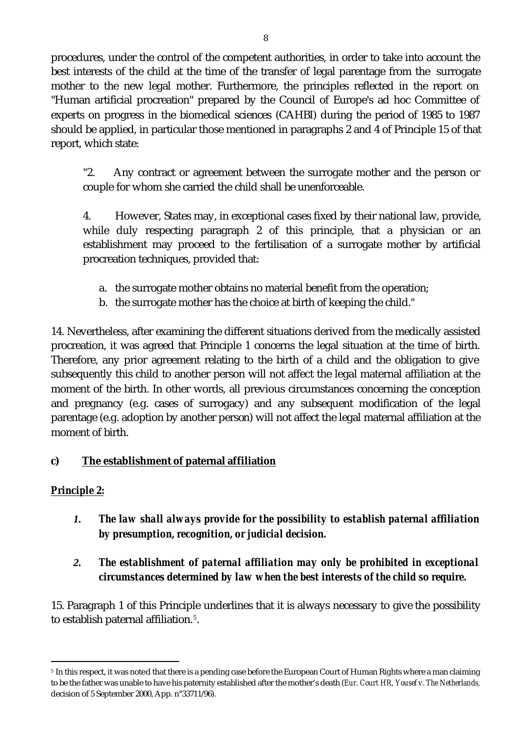procedures, under the control of the competent authorities, in order to take into account the best interests of the child at the time of the transfer of legal parentage from the surrogate mother to the new legal mother. Furthermore, the principles reflected in the report on "Human artificial procreation" prepared by the Council of Europe's ad hoc Committee of experts on progress in the biomedical sciences (CAHBI) during the period of 1985 to 1987 should be applied, in particular those mentioned in paragraphs 2 and 4 of Principle 15 of that report, which state:

> "2. Any contract or agreement between the surrogate mother and the person or couple for whom she carried the child shall be unenforceable.
>
> 4. However, States may, in exceptional cases fixed by their national law, provide, while duly respecting paragraph 2 of this principle, that a physician or an establishment may proceed to the fertilisation of a surrogate mother by artificial procreation techniques, provided that:
>
> a. the surrogate mother obtains no material benefit from the operation;
> b. the surrogate mother has the choice at birth of keeping the child."

14. Nevertheless, after examining the different situations derived from the medically assisted procreation, it was agreed that Principle 1 concerns the legal situation at the time of birth. Therefore, any prior agreement relating to the birth of a child and the obligation to give subsequently this child to another person will not affect the legal maternal affiliation at the moment of the birth. In other words, all previous circumstances concerning the conception and pregnancy (e.g. cases of surrogacy) and any subsequent modification of the legal parentage (e.g. adoption by another person) will not affect the legal maternal affiliation at the moment of birth.

**c) <u>The establishment of paternal affiliation</u>**

***<u>Principle 2:</u>***

1. ***The law shall always provide for the possibility to establish paternal affiliation by presumption, recognition, or judicial decision.***

2. ***The establishment of paternal affiliation may only be prohibited in exceptional circumstances determined by law when the best interests of the child so require.***

15. Paragraph 1 of this Principle underlines that it is always necessary to give the possibility to establish paternal affiliation.[5].

---

[5] In this respect, it was noted that there is a pending case before the European Court of Human Rights where a man claiming to be the father was unable to have his paternity established after the mother's death (*Eur. Court HR, Yousef v. The Netherlands,* decision of 5 September 2000, App. n°33711/96).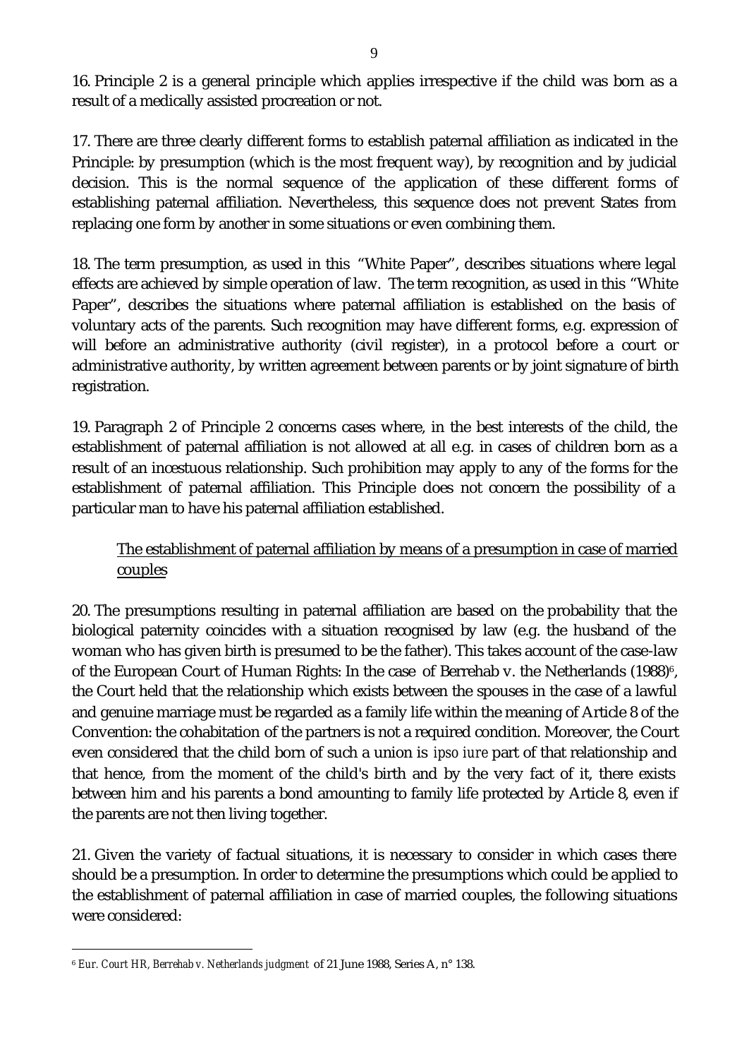16. Principle 2 is a general principle which applies irrespective if the child was born as a result of a medically assisted procreation or not.

17. There are three clearly different forms to establish paternal affiliation as indicated in the Principle: by presumption (which is the most frequent way), by recognition and by judicial decision. This is the normal sequence of the application of these different forms of establishing paternal affiliation. Nevertheless, this sequence does not prevent States from replacing one form by another in some situations or even combining them.

18. The term presumption, as used in this "White Paper", describes situations where legal effects are achieved by simple operation of law. The term recognition, as used in this "White Paper", describes the situations where paternal affiliation is established on the basis of voluntary acts of the parents. Such recognition may have different forms, e.g. expression of will before an administrative authority (civil register), in a protocol before a court or administrative authority, by written agreement between parents or by joint signature of birth registration.

19. Paragraph 2 of Principle 2 concerns cases where, in the best interests of the child, the establishment of paternal affiliation is not allowed at all e.g. in cases of children born as a result of an incestuous relationship. Such prohibition may apply to any of the forms for the establishment of paternal affiliation. This Principle does not concern the possibility of a particular man to have his paternal affiliation established.

<u>The establishment of paternal affiliation by means of a presumption in case of married couples</u>

20. The presumptions resulting in paternal affiliation are based on the probability that the biological paternity coincides with a situation recognised by law (e.g. the husband of the woman who has given birth is presumed to be the father). This takes account of the case-law of the European Court of Human Rights: In the case of Berrehab v. the Netherlands (1988)[6], the Court held that the relationship which exists between the spouses in the case of a lawful and genuine marriage must be regarded as a family life within the meaning of Article 8 of the Convention: the cohabitation of the partners is not a required condition. Moreover, the Court even considered that the child born of such a union is *ipso iure* part of that relationship and that hence, from the moment of the child's birth and by the very fact of it, there exists between him and his parents a bond amounting to family life protected by Article 8, even if the parents are not then living together.

21. Given the variety of factual situations, it is necessary to consider in which cases there should be a presumption. In order to determine the presumptions which could be applied to the establishment of paternal affiliation in case of married couples, the following situations were considered:

[6] *Eur. Court HR, Berrehab v. Netherlands judgment* of 21 June 1988, Series A, n° 138.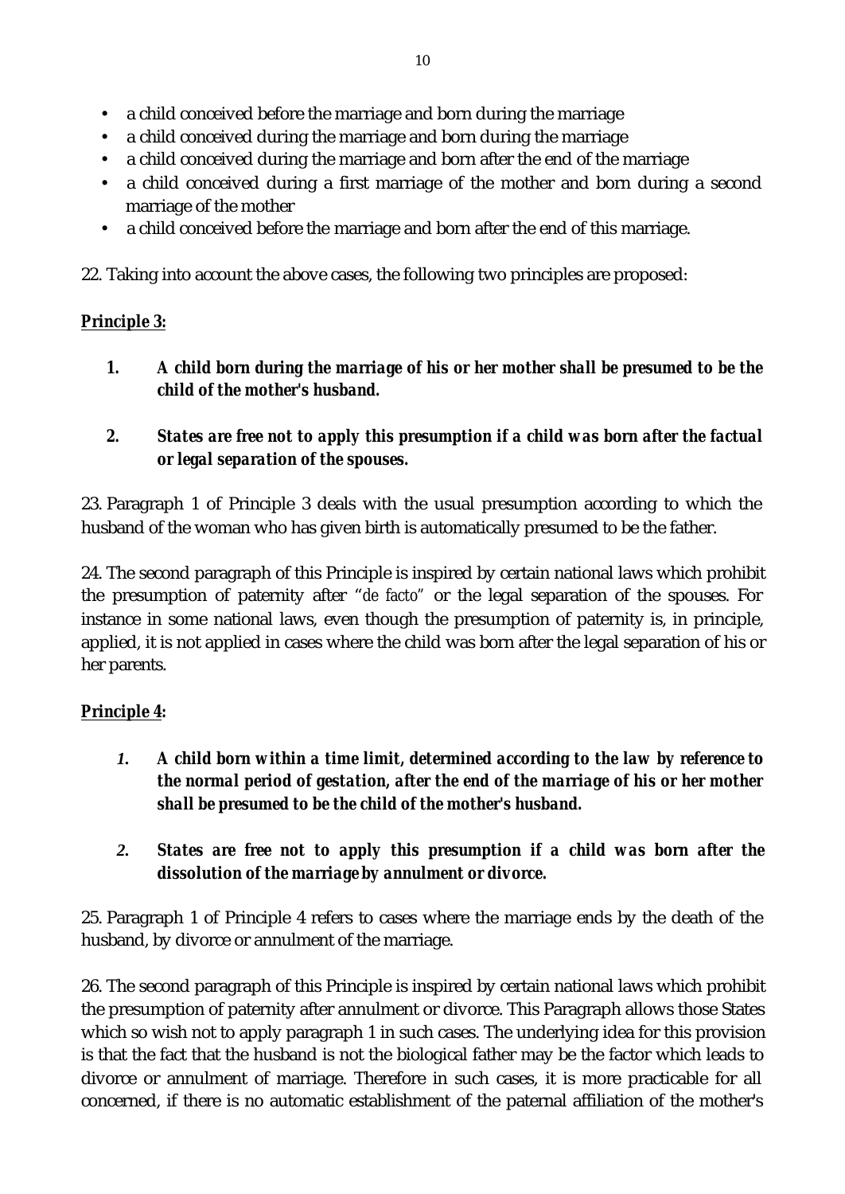- a child conceived before the marriage and born during the marriage
- a child conceived during the marriage and born during the marriage
- a child conceived during the marriage and born after the end of the marriage
- a child conceived during a first marriage of the mother and born during a second marriage of the mother
- a child conceived before the marriage and born after the end of this marriage.

22. Taking into account the above cases, the following two principles are proposed:

**<u>Principle 3:</u>**

1. ***A child born during the marriage of his or her mother shall be presumed to be the child of the mother's husband.***

2. ***States are free not to apply this presumption if a child was born after the factual or legal separation of the spouses.***

23. Paragraph 1 of Principle 3 deals with the usual presumption according to which the husband of the woman who has given birth is automatically presumed to be the father.

24. The second paragraph of this Principle is inspired by certain national laws which prohibit the presumption of paternity after "*de facto*" or the legal separation of the spouses. For instance in some national laws, even though the presumption of paternity is, in principle, applied, it is not applied in cases where the child was born after the legal separation of his or her parents.

**<u>Principle 4</u>:**

1. ***A child born within a time limit, determined according to the law by reference to the normal period of gestation, after the end of the marriage of his or her mother shall be presumed to be the child of the mother's husband.***

2. ***States are free not to apply this presumption if a child was born after the dissolution of the marriage by annulment or divorce.***

25. Paragraph 1 of Principle 4 refers to cases where the marriage ends by the death of the husband, by divorce or annulment of the marriage.

26. The second paragraph of this Principle is inspired by certain national laws which prohibit the presumption of paternity after annulment or divorce. This Paragraph allows those States which so wish not to apply paragraph 1 in such cases. The underlying idea for this provision is that the fact that the husband is not the biological father may be the factor which leads to divorce or annulment of marriage. Therefore in such cases, it is more practicable for all concerned, if there is no automatic establishment of the paternal affiliation of the mother's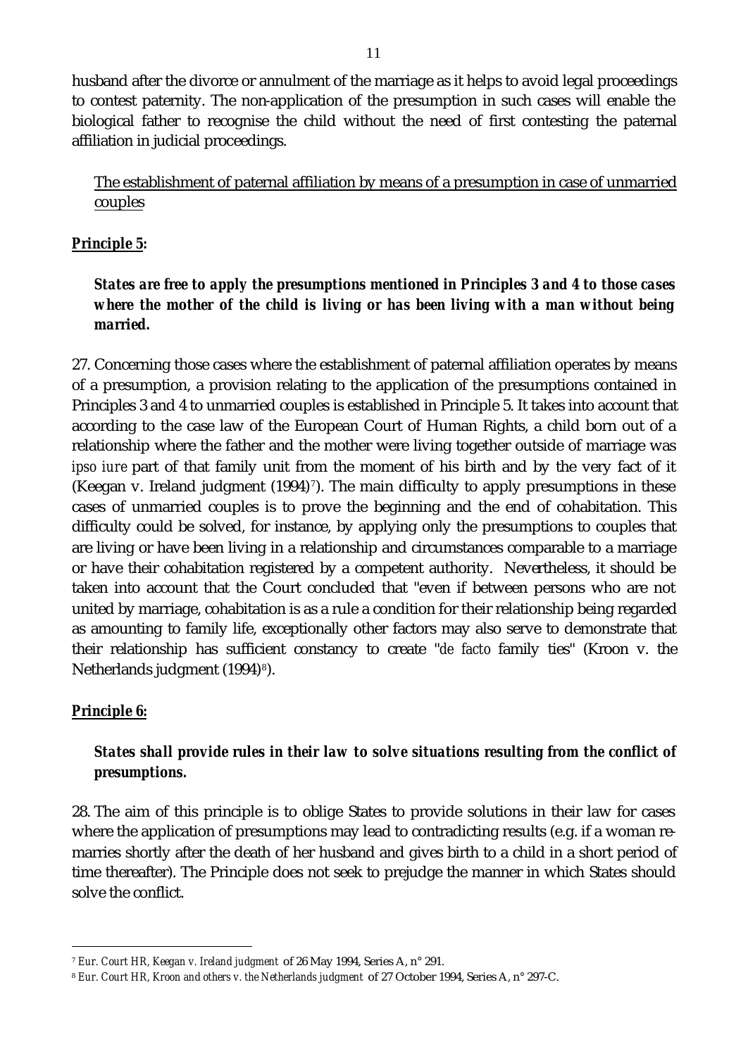husband after the divorce or annulment of the marriage as it helps to avoid legal proceedings to contest paternity. The non-application of the presumption in such cases will enable the biological father to recognise the child without the need of first contesting the paternal affiliation in judicial proceedings.

<u>The establishment of paternal affiliation by means of a presumption in case of unmarried couples</u>

***<u>Principle 5</u>:***

***States are free to apply the presumptions mentioned in Principles 3 and 4 to those cases where the mother of the child is living or has been living with a man without being married.***

27. Concerning those cases where the establishment of paternal affiliation operates by means of a presumption, a provision relating to the application of the presumptions contained in Principles 3 and 4 to unmarried couples is established in Principle 5. It takes into account that according to the case law of the European Court of Human Rights, a child born out of a relationship where the father and the mother were living together outside of marriage was *ipso iure* part of that family unit from the moment of his birth and by the very fact of it (Keegan v. Ireland judgment (1994)[7]). The main difficulty to apply presumptions in these cases of unmarried couples is to prove the beginning and the end of cohabitation. This difficulty could be solved, for instance, by applying only the presumptions to couples that are living or have been living in a relationship and circumstances comparable to a marriage or have their cohabitation registered by a competent authority. Nevertheless, it should be taken into account that the Court concluded that "even if between persons who are not united by marriage, cohabitation is as a rule a condition for their relationship being regarded as amounting to family life, exceptionally other factors may also serve to demonstrate that their relationship has sufficient constancy to create "*de facto* family ties" (Kroon v. the Netherlands judgment (1994)[8]).

***<u>Principle 6</u>:***

***States shall provide rules in their law to solve situations resulting from the conflict of presumptions.***

28. The aim of this principle is to oblige States to provide solutions in their law for cases where the application of presumptions may lead to contradicting results (e.g. if a woman re-marries shortly after the death of her husband and gives birth to a child in a short period of time thereafter). The Principle does not seek to prejudge the manner in which States should solve the conflict.

---

[7] *Eur. Court HR, Keegan v. Ireland judgment* of 26 May 1994, Series A, n° 291.

[8] *Eur. Court HR, Kroon and others v. the Netherlands judgment* of 27 October 1994, Series A, n° 297-C.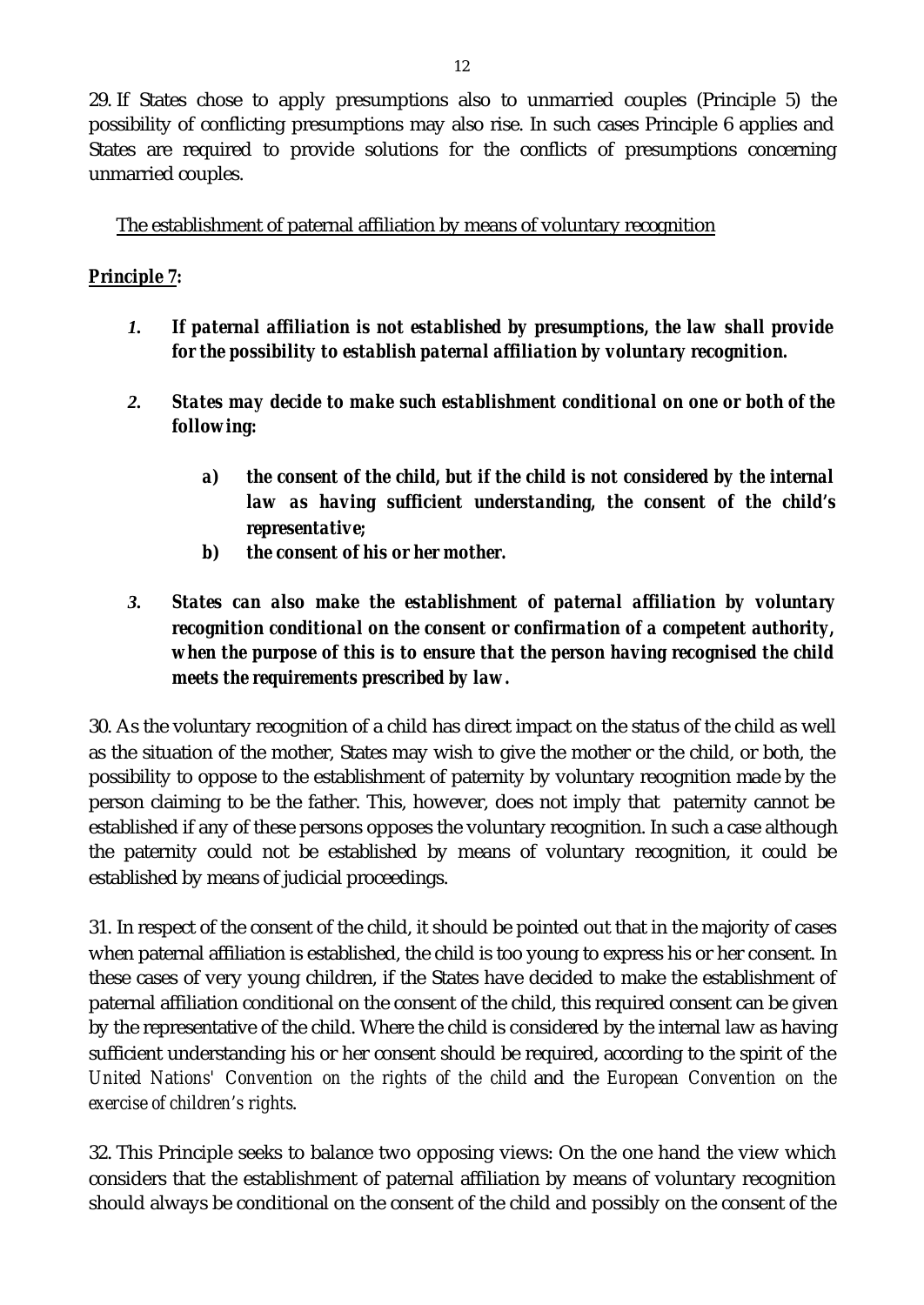29. If States chose to apply presumptions also to unmarried couples (Principle 5) the possibility of conflicting presumptions may also rise. In such cases Principle 6 applies and States are required to provide solutions for the conflicts of presumptions concerning unmarried couples.

<u>The establishment of paternal affiliation by means of voluntary recognition</u>

**<u>Principle 7</u>:**

1. ***If paternal affiliation is not established by presumptions, the law shall provide for the possibility to establish paternal affiliation by voluntary recognition.***

2. ***States may decide to make such establishment conditional on one or both of the following:***

    a) ***the consent of the child, but if the child is not considered by the internal law as having sufficient understanding, the consent of the child's representative;***
    b) ***the consent of his or her mother.***

3. ***States can also make the establishment of paternal affiliation by voluntary recognition conditional on the consent or confirmation of a competent authority, when the purpose of this is to ensure that the person having recognised the child meets the requirements prescribed by law.***

30. As the voluntary recognition of a child has direct impact on the status of the child as well as the situation of the mother, States may wish to give the mother or the child, or both, the possibility to oppose to the establishment of paternity by voluntary recognition made by the person claiming to be the father. This, however, does not imply that paternity cannot be established if any of these persons opposes the voluntary recognition. In such a case although the paternity could not be established by means of voluntary recognition, it could be established by means of judicial proceedings.

31. In respect of the consent of the child, it should be pointed out that in the majority of cases when paternal affiliation is established, the child is too young to express his or her consent. In these cases of very young children, if the States have decided to make the establishment of paternal affiliation conditional on the consent of the child, this required consent can be given by the representative of the child. Where the child is considered by the internal law as having sufficient understanding his or her consent should be required, according to the spirit of the *United Nations' Convention on the rights of the child* and the *European Convention on the exercise of children's rights*.

32. This Principle seeks to balance two opposing views: On the one hand the view which considers that the establishment of paternal affiliation by means of voluntary recognition should always be conditional on the consent of the child and possibly on the consent of the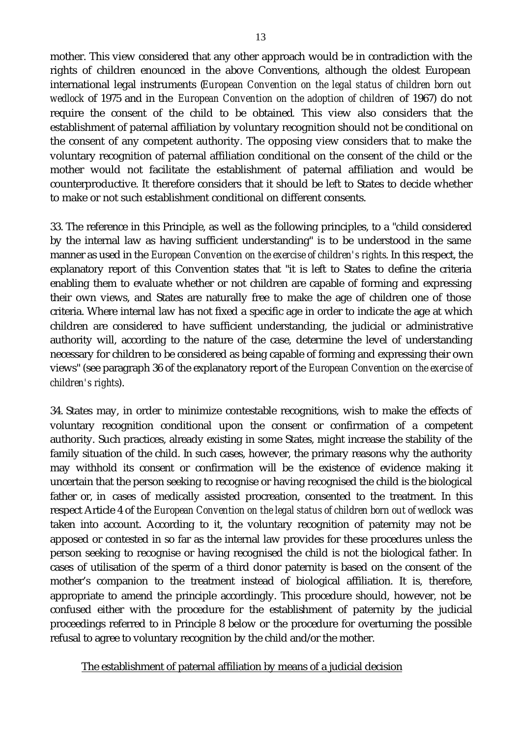mother. This view considered that any other approach would be in contradiction with the rights of children enounced in the above Conventions, although the oldest European international legal instruments (*European Convention on the legal status of children born out wedlock* of 1975 and in the *European Convention on the adoption of children* of 1967) do not require the consent of the child to be obtained. This view also considers that the establishment of paternal affiliation by voluntary recognition should not be conditional on the consent of any competent authority. The opposing view considers that to make the voluntary recognition of paternal affiliation conditional on the consent of the child or the mother would not facilitate the establishment of paternal affiliation and would be counterproductive. It therefore considers that it should be left to States to decide whether to make or not such establishment conditional on different consents.

33. The reference in this Principle, as well as the following principles, to a "child considered by the internal law as having sufficient understanding" is to be understood in the same manner as used in the *European Convention on the exercise of children's rights*. In this respect, the explanatory report of this Convention states that "it is left to States to define the criteria enabling them to evaluate whether or not children are capable of forming and expressing their own views, and States are naturally free to make the age of children one of those criteria. Where internal law has not fixed a specific age in order to indicate the age at which children are considered to have sufficient understanding, the judicial or administrative authority will, according to the nature of the case, determine the level of understanding necessary for children to be considered as being capable of forming and expressing their own views" (see paragraph 36 of the explanatory report of the *European Convention on the exercise of children's rights*).

34. States may, in order to minimize contestable recognitions, wish to make the effects of voluntary recognition conditional upon the consent or confirmation of a competent authority. Such practices, already existing in some States, might increase the stability of the family situation of the child. In such cases, however, the primary reasons why the authority may withhold its consent or confirmation will be the existence of evidence making it uncertain that the person seeking to recognise or having recognised the child is the biological father or, in cases of medically assisted procreation, consented to the treatment. In this respect Article 4 of the *European Convention on the legal status of children born out of wedlock* was taken into account. According to it, the voluntary recognition of paternity may not be apposed or contested in so far as the internal law provides for these procedures unless the person seeking to recognise or having recognised the child is not the biological father. In cases of utilisation of the sperm of a third donor paternity is based on the consent of the mother's companion to the treatment instead of biological affiliation. It is, therefore, appropriate to amend the principle accordingly. This procedure should, however, not be confused either with the procedure for the establishment of paternity by the judicial proceedings referred to in Principle 8 below or the procedure for overturning the possible refusal to agree to voluntary recognition by the child and/or the mother.

<u>The establishment of paternal affiliation by means of a judicial decision</u>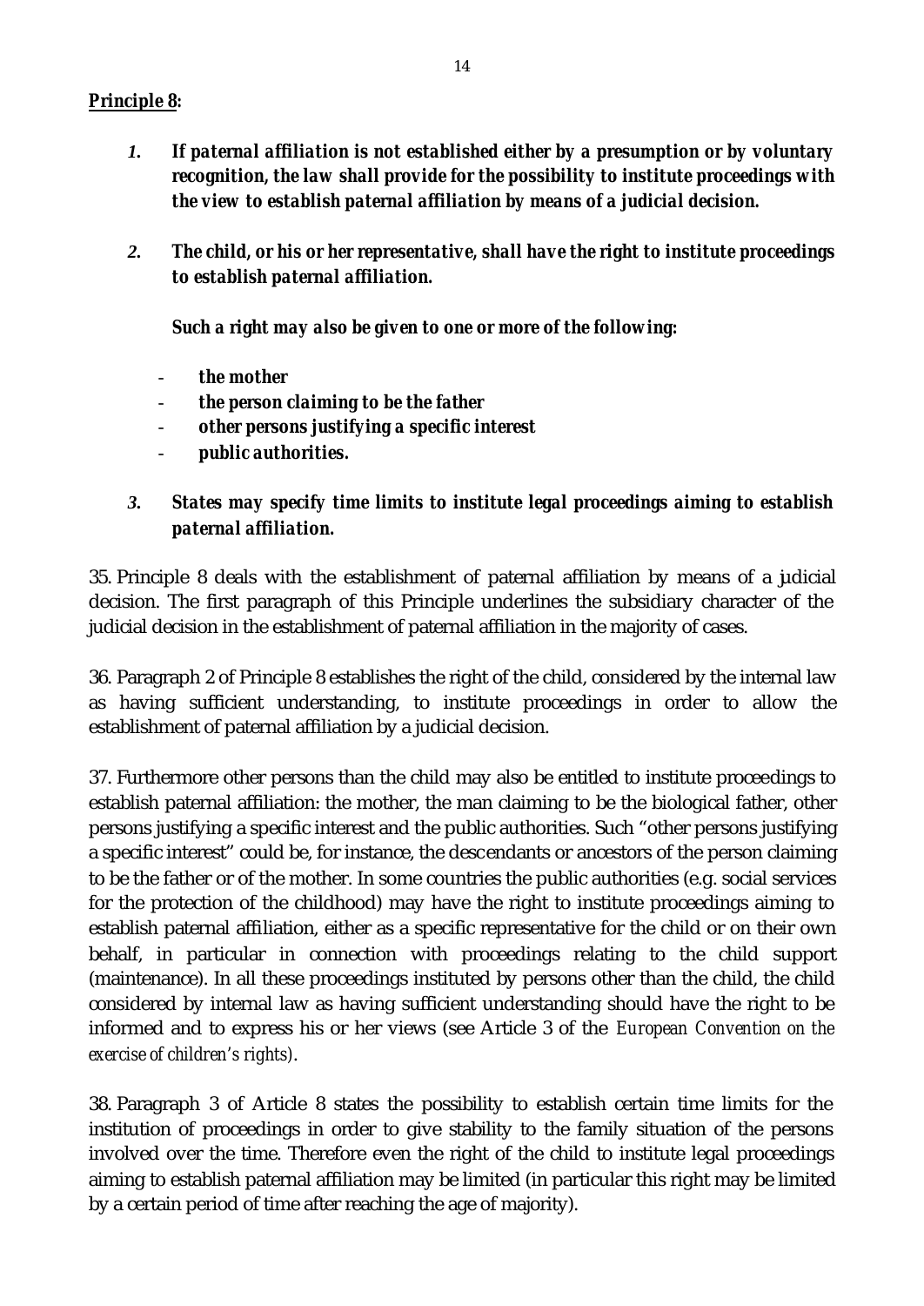**Principle 8:**

1. ***If paternal affiliation is not established either by a presumption or by voluntary recognition, the law shall provide for the possibility to institute proceedings with the view to establish paternal affiliation by means of a judicial decision.***

2. ***The child, or his or her representative, shall have the right to institute proceedings to establish paternal affiliation.***

   ***Such a right may also be given to one or more of the following:***

   - ***the mother***
   - ***the person claiming to be the father***
   - ***other persons justifying a specific interest***
   - ***public authorities.***

3. ***States may specify time limits to institute legal proceedings aiming to establish paternal affiliation.***

35. Principle 8 deals with the establishment of paternal affiliation by means of a judicial decision. The first paragraph of this Principle underlines the subsidiary character of the judicial decision in the establishment of paternal affiliation in the majority of cases.

36. Paragraph 2 of Principle 8 establishes the right of the child, considered by the internal law as having sufficient understanding, to institute proceedings in order to allow the establishment of paternal affiliation by a judicial decision.

37. Furthermore other persons than the child may also be entitled to institute proceedings to establish paternal affiliation: the mother, the man claiming to be the biological father, other persons justifying a specific interest and the public authorities. Such "other persons justifying a specific interest" could be, for instance, the descendants or ancestors of the person claiming to be the father or of the mother. In some countries the public authorities (e.g. social services for the protection of the childhood) may have the right to institute proceedings aiming to establish paternal affiliation, either as a specific representative for the child or on their own behalf, in particular in connection with proceedings relating to the child support (maintenance). In all these proceedings instituted by persons other than the child, the child considered by internal law as having sufficient understanding should have the right to be informed and to express his or her views (see Article 3 of the *European Convention on the exercise of children's rights*).

38. Paragraph 3 of Article 8 states the possibility to establish certain time limits for the institution of proceedings in order to give stability to the family situation of the persons involved over the time. Therefore even the right of the child to institute legal proceedings aiming to establish paternal affiliation may be limited (in particular this right may be limited by a certain period of time after reaching the age of majority).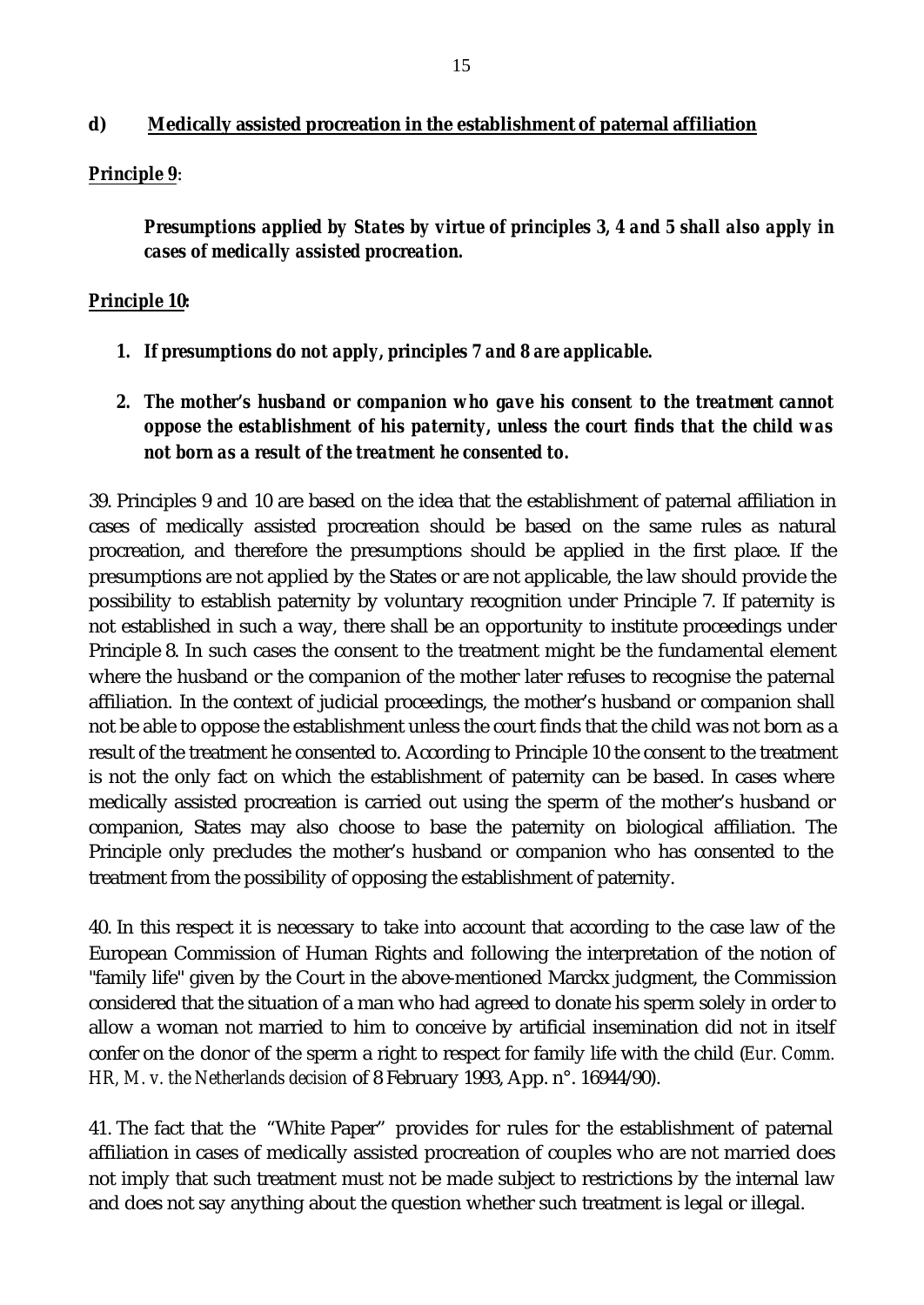### d) <u>Medically assisted procreation in the establishment of paternal affiliation</u>

***Principle 9*:**

***Presumptions applied by States by virtue of principles 3, 4 and 5 shall also apply in cases of medically assisted procreation.***

***Principle 10*:**

1. ***If presumptions do not apply, principles 7 and 8 are applicable.***

2. ***The mother's husband or companion who gave his consent to the treatment cannot oppose the establishment of his paternity, unless the court finds that the child was not born as a result of the treatment he consented to.***

39. Principles 9 and 10 are based on the idea that the establishment of paternal affiliation in cases of medically assisted procreation should be based on the same rules as natural procreation, and therefore the presumptions should be applied in the first place. If the presumptions are not applied by the States or are not applicable, the law should provide the possibility to establish paternity by voluntary recognition under Principle 7. If paternity is not established in such a way, there shall be an opportunity to institute proceedings under Principle 8. In such cases the consent to the treatment might be the fundamental element where the husband or the companion of the mother later refuses to recognise the paternal affiliation. In the context of judicial proceedings, the mother's husband or companion shall not be able to oppose the establishment unless the court finds that the child was not born as a result of the treatment he consented to. According to Principle 10 the consent to the treatment is not the only fact on which the establishment of paternity can be based. In cases where medically assisted procreation is carried out using the sperm of the mother's husband or companion, States may also choose to base the paternity on biological affiliation. The Principle only precludes the mother's husband or companion who has consented to the treatment from the possibility of opposing the establishment of paternity.

40. In this respect it is necessary to take into account that according to the case law of the European Commission of Human Rights and following the interpretation of the notion of "family life" given by the Court in the above-mentioned Marckx judgment, the Commission considered that the situation of a man who had agreed to donate his sperm solely in order to allow a woman not married to him to conceive by artificial insemination did not in itself confer on the donor of the sperm a right to respect for family life with the child (*Eur. Comm. HR, M. v. the Netherlands decision* of 8 February 1993, App. n°. 16944/90).

41. The fact that the "White Paper" provides for rules for the establishment of paternal affiliation in cases of medically assisted procreation of couples who are not married does not imply that such treatment must not be made subject to restrictions by the internal law and does not say anything about the question whether such treatment is legal or illegal.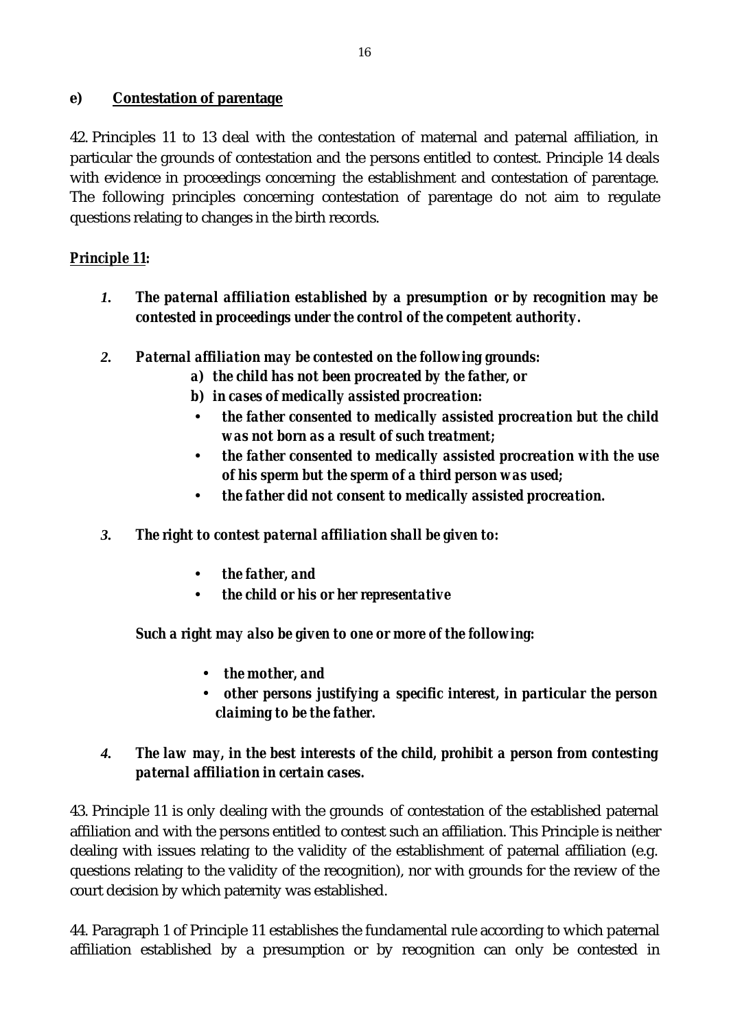**e) Contestation of parentage**

42. Principles 11 to 13 deal with the contestation of maternal and paternal affiliation, in particular the grounds of contestation and the persons entitled to contest. Principle 14 deals with evidence in proceedings concerning the establishment and contestation of parentage. The following principles concerning contestation of parentage do not aim to regulate questions relating to changes in the birth records.

**Principle 11:**

1. ***The paternal affiliation established by a presumption or by recognition may be contested in proceedings under the control of the competent authority.***

2. ***Paternal affiliation may be contested on the following grounds:***
   - ***a) the child has not been procreated by the father, or***
   - ***b) in cases of medically assisted procreation:***
     - ***the father consented to medically assisted procreation but the child was not born as a result of such treatment;***
     - ***the father consented to medically assisted procreation with the use of his sperm but the sperm of a third person was used;***
     - ***the father did not consent to medically assisted procreation.***

3. ***The right to contest paternal affiliation shall be given to:***
   - ***the father, and***
   - ***the child or his or her representative***

   ***Such a right may also be given to one or more of the following:***
   - ***the mother, and***
   - ***other persons justifying a specific interest, in particular the person claiming to be the father.***

4. ***The law may, in the best interests of the child, prohibit a person from contesting paternal affiliation in certain cases.***

43. Principle 11 is only dealing with the grounds of contestation of the established paternal affiliation and with the persons entitled to contest such an affiliation. This Principle is neither dealing with issues relating to the validity of the establishment of paternal affiliation (e.g. questions relating to the validity of the recognition), nor with grounds for the review of the court decision by which paternity was established.

44. Paragraph 1 of Principle 11 establishes the fundamental rule according to which paternal affiliation established by a presumption or by recognition can only be contested in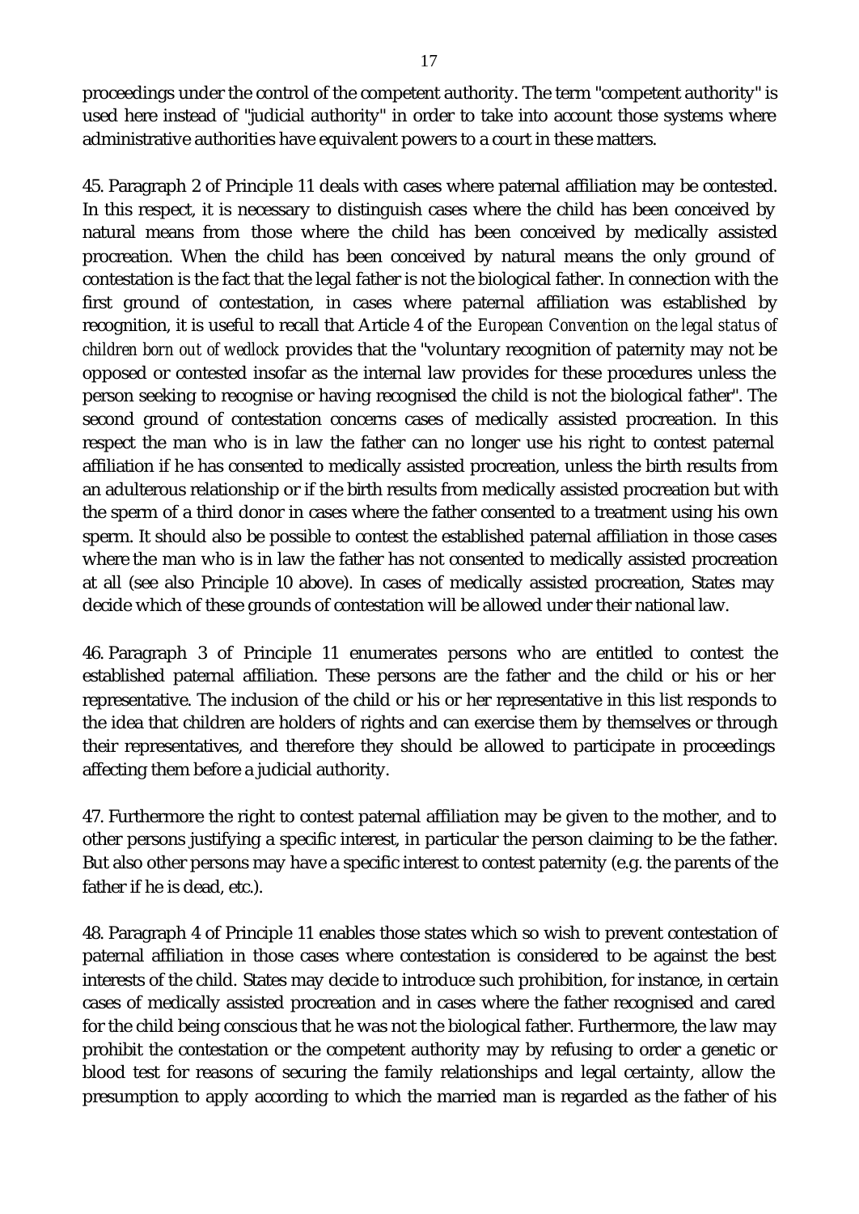proceedings under the control of the competent authority. The term "competent authority" is used here instead of "judicial authority" in order to take into account those systems where administrative authorities have equivalent powers to a court in these matters.

45. Paragraph 2 of Principle 11 deals with cases where paternal affiliation may be contested. In this respect, it is necessary to distinguish cases where the child has been conceived by natural means from those where the child has been conceived by medically assisted procreation. When the child has been conceived by natural means the only ground of contestation is the fact that the legal father is not the biological father. In connection with the first ground of contestation, in cases where paternal affiliation was established by recognition, it is useful to recall that Article 4 of the *European Convention on the legal status of children born out of wedlock* provides that the "voluntary recognition of paternity may not be opposed or contested insofar as the internal law provides for these procedures unless the person seeking to recognise or having recognised the child is not the biological father". The second ground of contestation concerns cases of medically assisted procreation. In this respect the man who is in law the father can no longer use his right to contest paternal affiliation if he has consented to medically assisted procreation, unless the birth results from an adulterous relationship or if the birth results from medically assisted procreation but with the sperm of a third donor in cases where the father consented to a treatment using his own sperm. It should also be possible to contest the established paternal affiliation in those cases where the man who is in law the father has not consented to medically assisted procreation at all (see also Principle 10 above). In cases of medically assisted procreation, States may decide which of these grounds of contestation will be allowed under their national law.

46. Paragraph 3 of Principle 11 enumerates persons who are entitled to contest the established paternal affiliation. These persons are the father and the child or his or her representative. The inclusion of the child or his or her representative in this list responds to the idea that children are holders of rights and can exercise them by themselves or through their representatives, and therefore they should be allowed to participate in proceedings affecting them before a judicial authority.

47. Furthermore the right to contest paternal affiliation may be given to the mother, and to other persons justifying a specific interest, in particular the person claiming to be the father. But also other persons may have a specific interest to contest paternity (e.g. the parents of the father if he is dead, etc.).

48. Paragraph 4 of Principle 11 enables those states which so wish to prevent contestation of paternal affiliation in those cases where contestation is considered to be against the best interests of the child. States may decide to introduce such prohibition, for instance, in certain cases of medically assisted procreation and in cases where the father recognised and cared for the child being conscious that he was not the biological father. Furthermore, the law may prohibit the contestation or the competent authority may by refusing to order a genetic or blood test for reasons of securing the family relationships and legal certainty, allow the presumption to apply according to which the married man is regarded as the father of his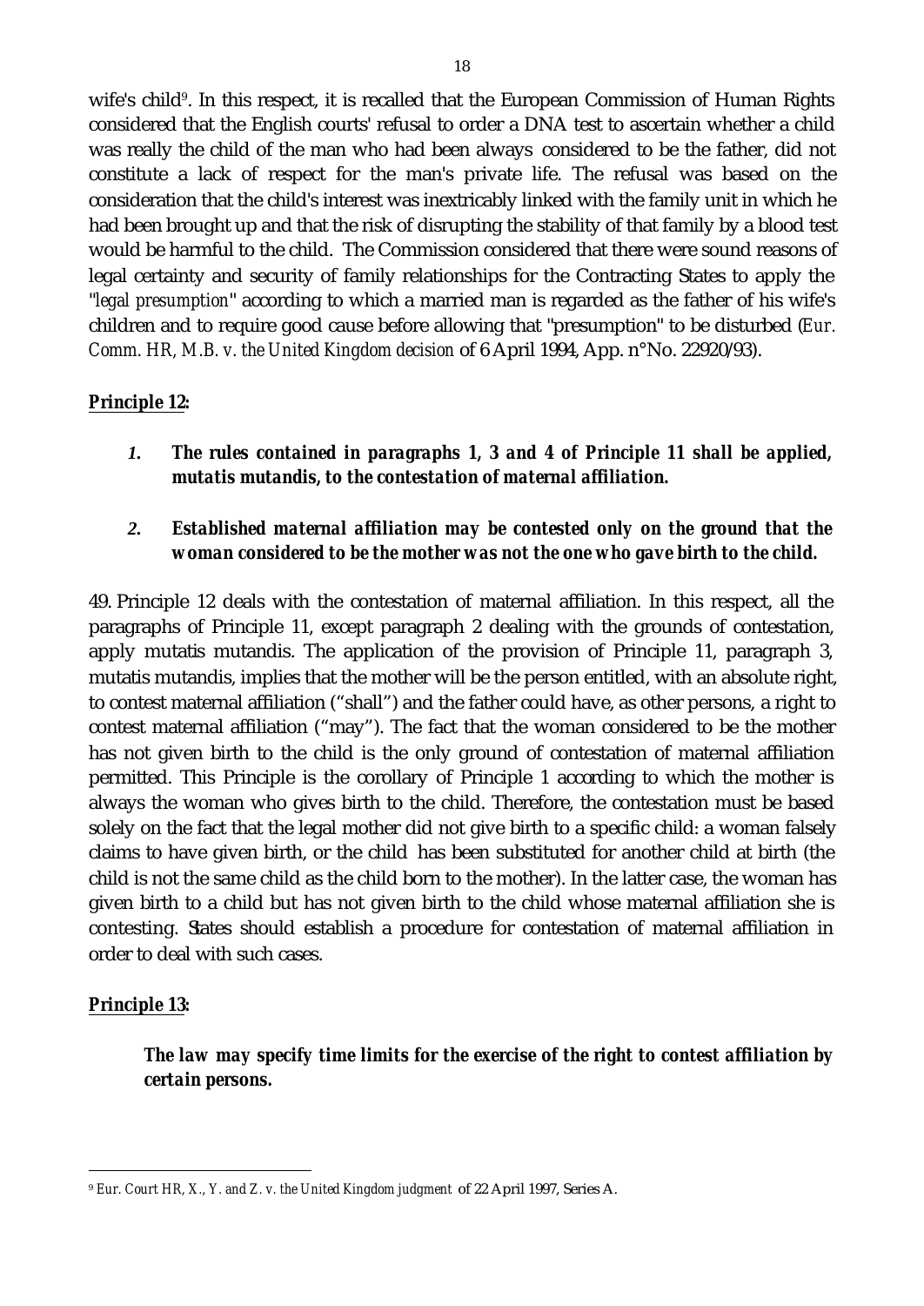wife's child[9]. In this respect, it is recalled that the European Commission of Human Rights considered that the English courts' refusal to order a DNA test to ascertain whether a child was really the child of the man who had been always considered to be the father, did not constitute a lack of respect for the man's private life. The refusal was based on the consideration that the child's interest was inextricably linked with the family unit in which he had been brought up and that the risk of disrupting the stability of that family by a blood test would be harmful to the child. The Commission considered that there were sound reasons of legal certainty and security of family relationships for the Contracting States to apply the "*legal presumption*" according to which a married man is regarded as the father of his wife's children and to require good cause before allowing that "presumption" to be disturbed (*Eur. Comm. HR, M.B. v. the United Kingdom decision* of 6 April 1994, App. n°No. 22920/93).

**Principle 12:**

1. ***The rules contained in paragraphs 1, 3 and 4 of Principle 11 shall be applied, mutatis mutandis, to the contestation of maternal affiliation.***

2. ***Established maternal affiliation may be contested only on the ground that the woman considered to be the mother was not the one who gave birth to the child.***

49. Principle 12 deals with the contestation of maternal affiliation. In this respect, all the paragraphs of Principle 11, except paragraph 2 dealing with the grounds of contestation, apply mutatis mutandis. The application of the provision of Principle 11, paragraph 3, mutatis mutandis, implies that the mother will be the person entitled, with an absolute right, to contest maternal affiliation ("shall") and the father could have, as other persons, a right to contest maternal affiliation ("may"). The fact that the woman considered to be the mother has not given birth to the child is the only ground of contestation of maternal affiliation permitted. This Principle is the corollary of Principle 1 according to which the mother is always the woman who gives birth to the child. Therefore, the contestation must be based solely on the fact that the legal mother did not give birth to a specific child: a woman falsely claims to have given birth, or the child has been substituted for another child at birth (the child is not the same child as the child born to the mother). In the latter case, the woman has given birth to a child but has not given birth to the child whose maternal affiliation she is contesting. States should establish a procedure for contestation of maternal affiliation in order to deal with such cases.

**Principle 13:**

***The law may specify time limits for the exercise of the right to contest affiliation by certain persons.***

---

[9] *Eur. Court HR, X., Y. and Z. v. the United Kingdom judgment* of 22 April 1997, Series A.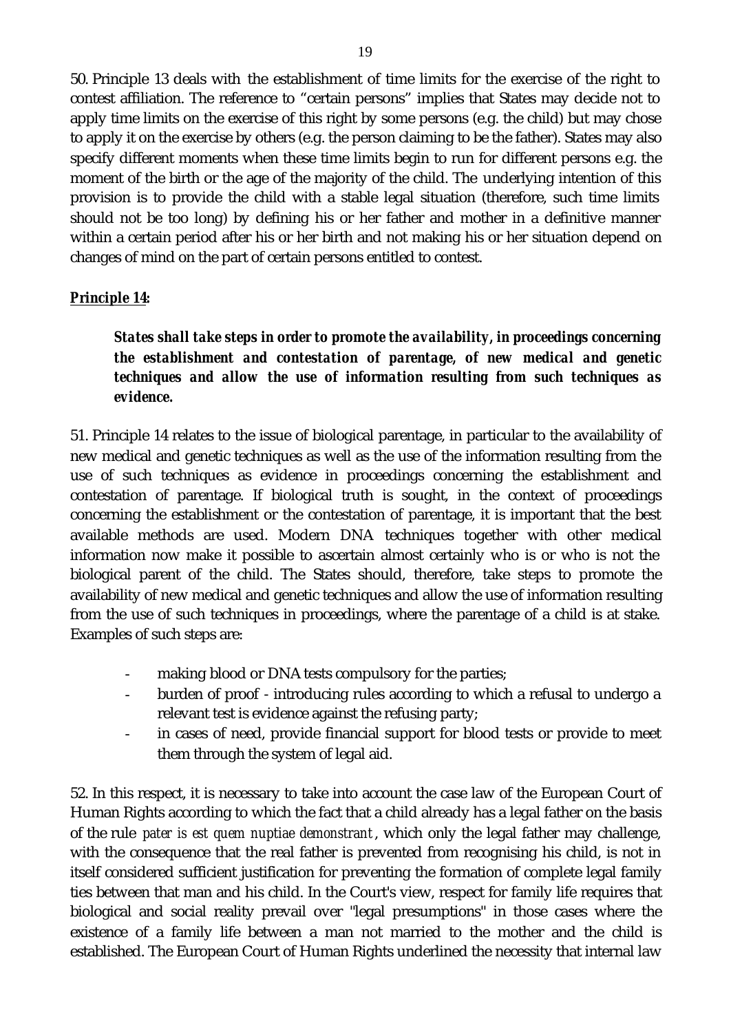50. Principle 13 deals with the establishment of time limits for the exercise of the right to contest affiliation. The reference to "certain persons" implies that States may decide not to apply time limits on the exercise of this right by some persons (e.g. the child) but may chose to apply it on the exercise by others (e.g. the person claiming to be the father). States may also specify different moments when these time limits begin to run for different persons e.g. the moment of the birth or the age of the majority of the child. The underlying intention of this provision is to provide the child with a stable legal situation (therefore, such time limits should not be too long) by defining his or her father and mother in a definitive manner within a certain period after his or her birth and not making his or her situation depend on changes of mind on the part of certain persons entitled to contest.

**Principle 14:**

> ***States shall take steps in order to promote the availability, in proceedings concerning the establishment and contestation of parentage, of new medical and genetic techniques and allow the use of information resulting from such techniques as evidence.***

51. Principle 14 relates to the issue of biological parentage, in particular to the availability of new medical and genetic techniques as well as the use of the information resulting from the use of such techniques as evidence in proceedings concerning the establishment and contestation of parentage. If biological truth is sought, in the context of proceedings concerning the establishment or the contestation of parentage, it is important that the best available methods are used. Modern DNA techniques together with other medical information now make it possible to ascertain almost certainly who is or who is not the biological parent of the child. The States should, therefore, take steps to promote the availability of new medical and genetic techniques and allow the use of information resulting from the use of such techniques in proceedings, where the parentage of a child is at stake. Examples of such steps are:

- making blood or DNA tests compulsory for the parties;
- burden of proof - introducing rules according to which a refusal to undergo a relevant test is evidence against the refusing party;
- in cases of need, provide financial support for blood tests or provide to meet them through the system of legal aid.

52. In this respect, it is necessary to take into account the case law of the European Court of Human Rights according to which the fact that a child already has a legal father on the basis of the rule *pater is est quem nuptiae demonstrant*, which only the legal father may challenge, with the consequence that the real father is prevented from recognising his child, is not in itself considered sufficient justification for preventing the formation of complete legal family ties between that man and his child. In the Court's view, respect for family life requires that biological and social reality prevail over "legal presumptions" in those cases where the existence of a family life between a man not married to the mother and the child is established. The European Court of Human Rights underlined the necessity that internal law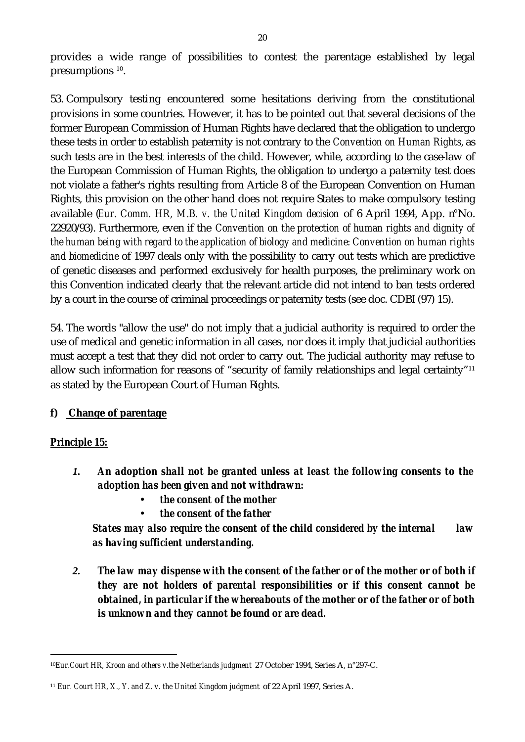provides a wide range of possibilities to contest the parentage established by legal presumptions [10].

53. Compulsory testing encountered some hesitations deriving from the constitutional provisions in some countries. However, it has to be pointed out that several decisions of the former European Commission of Human Rights have declared that the obligation to undergo these tests in order to establish paternity is not contrary to the *Convention on Human Rights*, as such tests are in the best interests of the child. However, while, according to the case-law of the European Commission of Human Rights, the obligation to undergo a paternity test does not violate a father's rights resulting from Article 8 of the European Convention on Human Rights, this provision on the other hand does not require States to make compulsory testing available (*Eur. Comm. HR, M.B. v. the United Kingdom decision* of 6 April 1994, App. n°No. 22920/93). Furthermore, even if the *Convention on the protection of human rights and dignity of the human being with regard to the application of biology and medicine: Convention on human rights and biomedicine* of 1997 deals only with the possibility to carry out tests which are predictive of genetic diseases and performed exclusively for health purposes, the preliminary work on this Convention indicated clearly that the relevant article did not intend to ban tests ordered by a court in the course of criminal proceedings or paternity tests (see doc. CDBI (97) 15).

54. The words "allow the use" do not imply that a judicial authority is required to order the use of medical and genetic information in all cases, nor does it imply that judicial authorities must accept a test that they did not order to carry out. The judicial authority may refuse to allow such information for reasons of "security of family relationships and legal certainty"[11] as stated by the European Court of Human Rights.

**f) <u>Change of parentage</u>**

**<u>Principle 15:</u>**

1. ***An adoption shall not be granted unless at least the following consents to the adoption has been given and not withdrawn:***
   - ***the consent of the mother***
   - ***the consent of the father***

   ***States may also require the consent of the child considered by the internal law as having sufficient understanding.***

2. ***The law may dispense with the consent of the father or of the mother or of both if they are not holders of parental responsibilities or if this consent cannot be obtained, in particular if the whereabouts of the mother or of the father or of both is unknown and they cannot be found or are dead.***

---

[10] *Eur.Court HR, Kroon and others v.the Netherlands judgment* 27 October 1994, Series A, n°297-C.

[11] *Eur. Court HR, X., Y. and Z. v. the United Kingdom judgment* of 22 April 1997, Series A.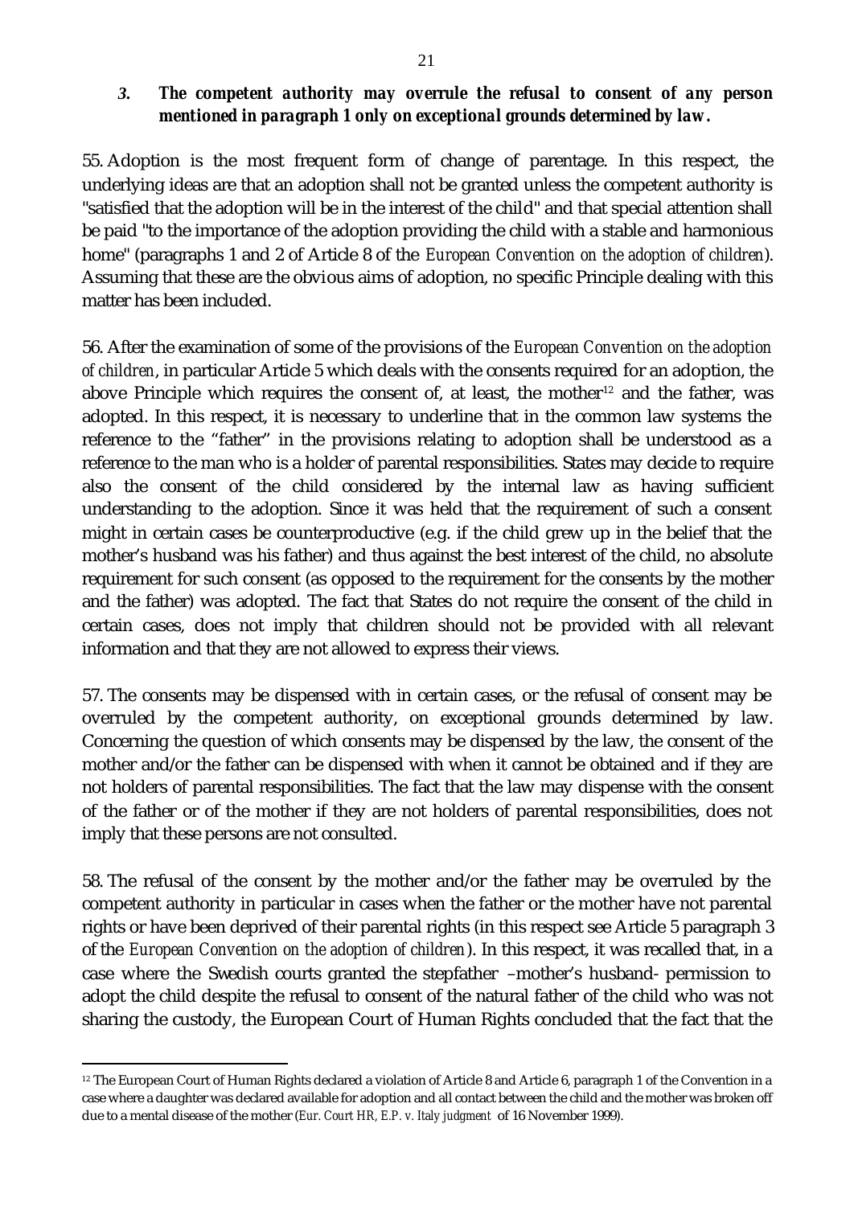***3. The competent authority may overrule the refusal to consent of any person mentioned in paragraph 1 only on exceptional grounds determined by law.***

55. Adoption is the most frequent form of change of parentage. In this respect, the underlying ideas are that an adoption shall not be granted unless the competent authority is "satisfied that the adoption will be in the interest of the child" and that special attention shall be paid "to the importance of the adoption providing the child with a stable and harmonious home" (paragraphs 1 and 2 of Article 8 of the *European Convention on the adoption of children*). Assuming that these are the obvious aims of adoption, no specific Principle dealing with this matter has been included.

56. After the examination of some of the provisions of the *European Convention on the adoption of children*, in particular Article 5 which deals with the consents required for an adoption, the above Principle which requires the consent of, at least, the mother[12] and the father, was adopted. In this respect, it is necessary to underline that in the common law systems the reference to the "father" in the provisions relating to adoption shall be understood as a reference to the man who is a holder of parental responsibilities. States may decide to require also the consent of the child considered by the internal law as having sufficient understanding to the adoption. Since it was held that the requirement of such a consent might in certain cases be counterproductive (e.g. if the child grew up in the belief that the mother's husband was his father) and thus against the best interest of the child, no absolute requirement for such consent (as opposed to the requirement for the consents by the mother and the father) was adopted. The fact that States do not require the consent of the child in certain cases, does not imply that children should not be provided with all relevant information and that they are not allowed to express their views.

57. The consents may be dispensed with in certain cases, or the refusal of consent may be overruled by the competent authority, on exceptional grounds determined by law. Concerning the question of which consents may be dispensed by the law, the consent of the mother and/or the father can be dispensed with when it cannot be obtained and if they are not holders of parental responsibilities. The fact that the law may dispense with the consent of the father or of the mother if they are not holders of parental responsibilities, does not imply that these persons are not consulted.

58. The refusal of the consent by the mother and/or the father may be overruled by the competent authority in particular in cases when the father or the mother have not parental rights or have been deprived of their parental rights (in this respect see Article 5 paragraph 3 of the *European Convention on the adoption of children*). In this respect, it was recalled that, in a case where the Swedish courts granted the stepfather –mother's husband- permission to adopt the child despite the refusal to consent of the natural father of the child who was not sharing the custody, the European Court of Human Rights concluded that the fact that the

---

[12] The European Court of Human Rights declared a violation of Article 8 and Article 6, paragraph 1 of the Convention in a case where a daughter was declared available for adoption and all contact between the child and the mother was broken off due to a mental disease of the mother (*Eur. Court HR, E.P. v. Italy judgment* of 16 November 1999).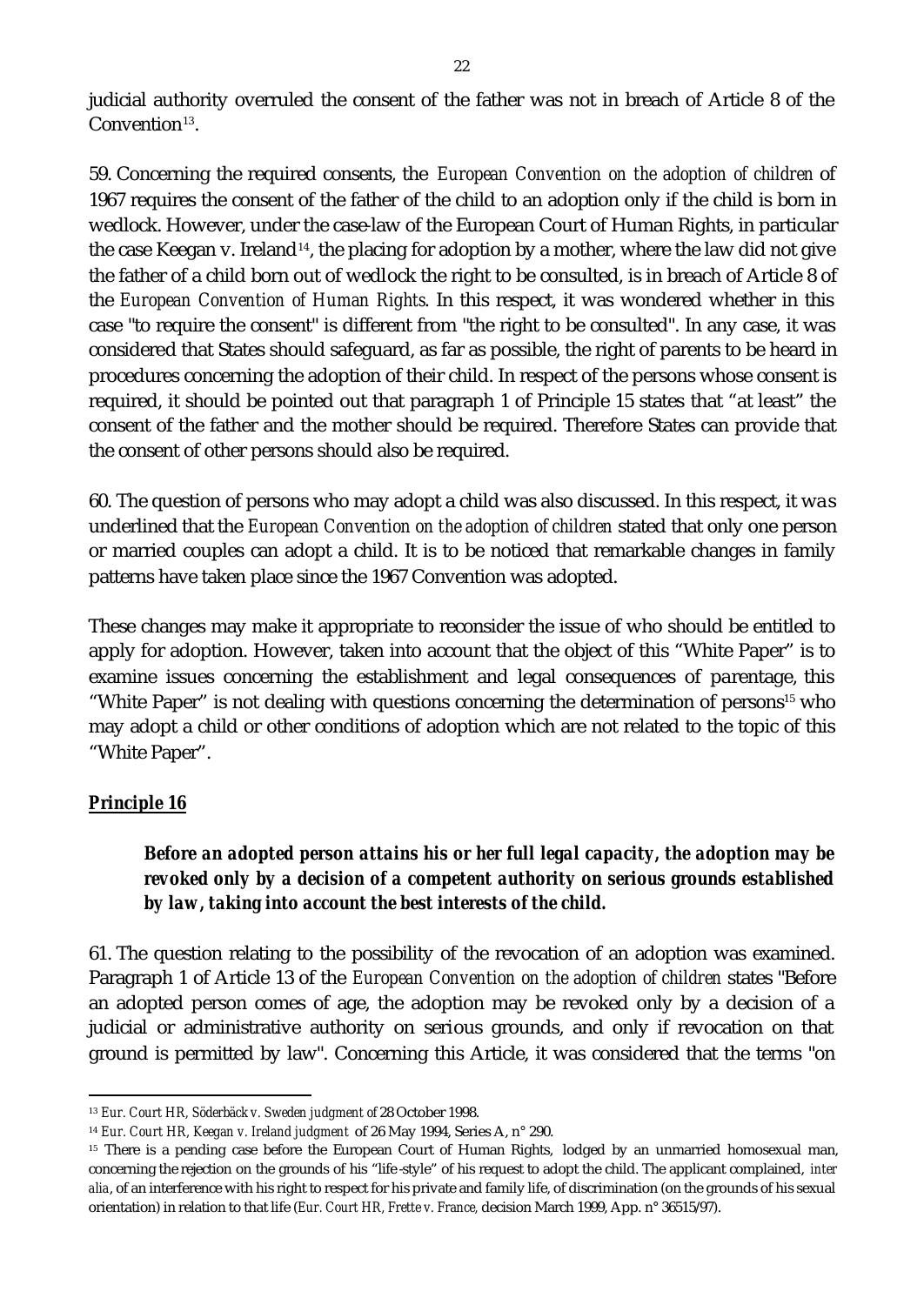judicial authority overruled the consent of the father was not in breach of Article 8 of the Convention[13].

59. Concerning the required consents, the *European Convention on the adoption of children* of 1967 requires the consent of the father of the child to an adoption only if the child is born in wedlock. However, under the case-law of the European Court of Human Rights, in particular the case Keegan v. Ireland[14], the placing for adoption by a mother, where the law did not give the father of a child born out of wedlock the right to be consulted, is in breach of Article 8 of the *European Convention of Human Rights*. In this respect, it was wondered whether in this case "to require the consent" is different from "the right to be consulted". In any case, it was considered that States should safeguard, as far as possible, the right of parents to be heard in procedures concerning the adoption of their child. In respect of the persons whose consent is required, it should be pointed out that paragraph 1 of Principle 15 states that "at least" the consent of the father and the mother should be required. Therefore States can provide that the consent of other persons should also be required.

60. The question of persons who may adopt a child was also discussed. In this respect, it was underlined that the *European Convention on the adoption of children* stated that only one person or married couples can adopt a child. It is to be noticed that remarkable changes in family patterns have taken place since the 1967 Convention was adopted.

These changes may make it appropriate to reconsider the issue of who should be entitled to apply for adoption. However, taken into account that the object of this "White Paper" is to examine issues concerning the establishment and legal consequences of parentage, this "White Paper" is not dealing with questions concerning the determination of persons[15] who may adopt a child or other conditions of adoption which are not related to the topic of this "White Paper".

**Principle 16**

> ***Before an adopted person attains his or her full legal capacity, the adoption may be revoked only by a decision of a competent authority on serious grounds established by law, taking into account the best interests of the child.***

61. The question relating to the possibility of the revocation of an adoption was examined. Paragraph 1 of Article 13 of the *European Convention on the adoption of children* states "Before an adopted person comes of age, the adoption may be revoked only by a decision of a judicial or administrative authority on serious grounds, and only if revocation on that ground is permitted by law". Concerning this Article, it was considered that the terms "on

---

[13] *Eur. Court HR, Söderbäck v. Sweden judgment of* 28 October 1998.

[14] *Eur. Court HR, Keegan v. Ireland judgment* of 26 May 1994, Series A, n° 290.

[15] There is a pending case before the European Court of Human Rights, lodged by an unmarried homosexual man, concerning the rejection on the grounds of his "life-style" of his request to adopt the child. The applicant complained, *inter alia*, of an interference with his right to respect for his private and family life, of discrimination (on the grounds of his sexual orientation) in relation to that life (*Eur. Court HR, Frette v. France*, decision March 1999, App. n° 36515/97).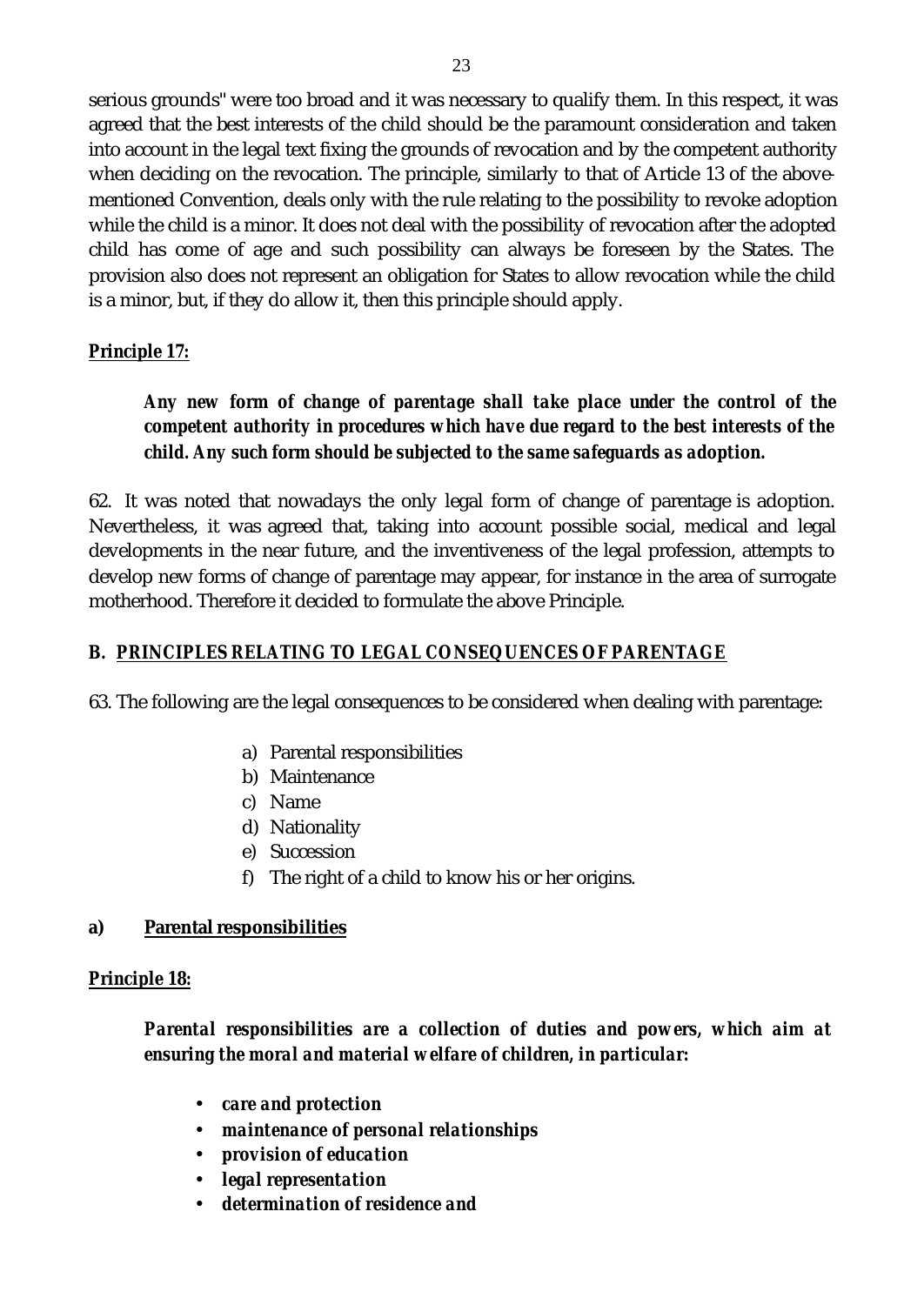serious grounds" were too broad and it was necessary to qualify them. In this respect, it was agreed that the best interests of the child should be the paramount consideration and taken into account in the legal text fixing the grounds of revocation and by the competent authority when deciding on the revocation. The principle, similarly to that of Article 13 of the above-mentioned Convention, deals only with the rule relating to the possibility to revoke adoption while the child is a minor. It does not deal with the possibility of revocation after the adopted child has come of age and such possibility can always be foreseen by the States. The provision also does not represent an obligation for States to allow revocation while the child is a minor, but, if they do allow it, then this principle should apply.

**Principle 17:**

> ***Any new form of change of parentage shall take place under the control of the competent authority in procedures which have due regard to the best interests of the child. Any such form should be subjected to the same safeguards as adoption.***

62. It was noted that nowadays the only legal form of change of parentage is adoption. Nevertheless, it was agreed that, taking into account possible social, medical and legal developments in the near future, and the inventiveness of the legal profession, attempts to develop new forms of change of parentage may appear, for instance in the area of surrogate motherhood. Therefore it decided to formulate the above Principle.

## B. PRINCIPLES RELATING TO LEGAL CONSEQUENCES OF PARENTAGE

63. The following are the legal consequences to be considered when dealing with parentage:

a) Parental responsibilities
b) Maintenance
c) Name
d) Nationality
e) Succession
f) The right of a child to know his or her origins.

### a) Parental responsibilities

**Principle 18:**

> ***Parental responsibilities are a collection of duties and powers, which aim at ensuring the moral and material welfare of children, in particular:***
>
> - ***care and protection***
> - ***maintenance of personal relationships***
> - ***provision of education***
> - ***legal representation***
> - ***determination of residence and***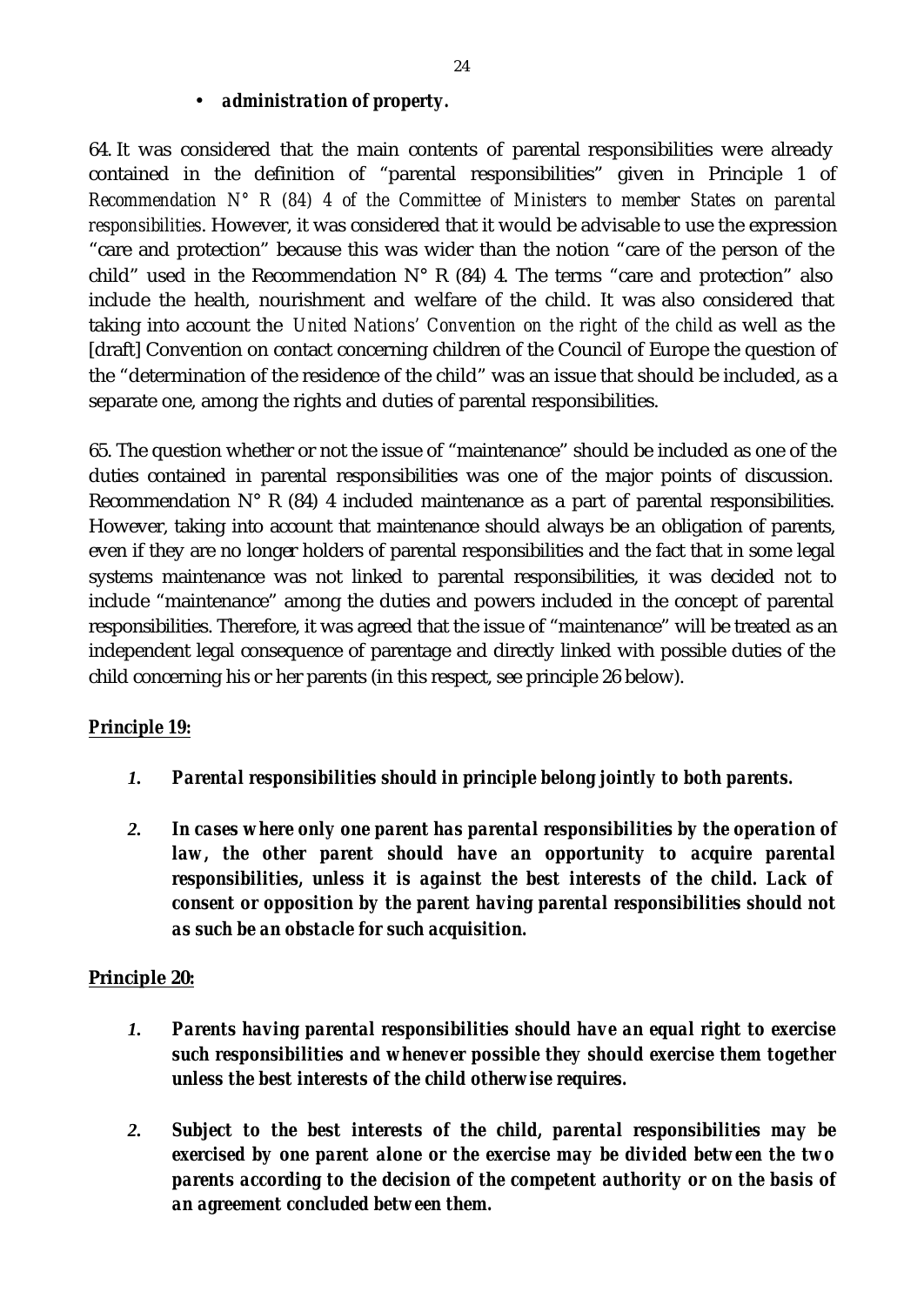- ***administration of property.***

64. It was considered that the main contents of parental responsibilities were already contained in the definition of "parental responsibilities" given in Principle 1 of *Recommendation N° R (84) 4 of the Committee of Ministers to member States on parental responsibilities*. However, it was considered that it would be advisable to use the expression "care and protection" because this was wider than the notion "care of the person of the child" used in the Recommendation N° R (84) 4. The terms "care and protection" also include the health, nourishment and welfare of the child. It was also considered that taking into account the *United Nations' Convention on the right of the child* as well as the [draft] Convention on contact concerning children of the Council of Europe the question of the "determination of the residence of the child" was an issue that should be included, as a separate one, among the rights and duties of parental responsibilities.

65. The question whether or not the issue of "maintenance" should be included as one of the duties contained in parental responsibilities was one of the major points of discussion. Recommendation N° R (84) 4 included maintenance as a part of parental responsibilities. However, taking into account that maintenance should always be an obligation of parents, even if they are no longer holders of parental responsibilities and the fact that in some legal systems maintenance was not linked to parental responsibilities, it was decided not to include "maintenance" among the duties and powers included in the concept of parental responsibilities. Therefore, it was agreed that the issue of "maintenance" will be treated as an independent legal consequence of parentage and directly linked with possible duties of the child concerning his or her parents (in this respect, see principle 26 below).

**Principle 19:**

1. ***Parental responsibilities should in principle belong jointly to both parents.***

2. ***In cases where only one parent has parental responsibilities by the operation of law, the other parent should have an opportunity to acquire parental responsibilities, unless it is against the best interests of the child. Lack of consent or opposition by the parent having parental responsibilities should not as such be an obstacle for such acquisition.***

**Principle 20:**

1. ***Parents having parental responsibilities should have an equal right to exercise such responsibilities and whenever possible they should exercise them together unless the best interests of the child otherwise requires.***

2. ***Subject to the best interests of the child, parental responsibilities may be exercised by one parent alone or the exercise may be divided between the two parents according to the decision of the competent authority or on the basis of an agreement concluded between them.***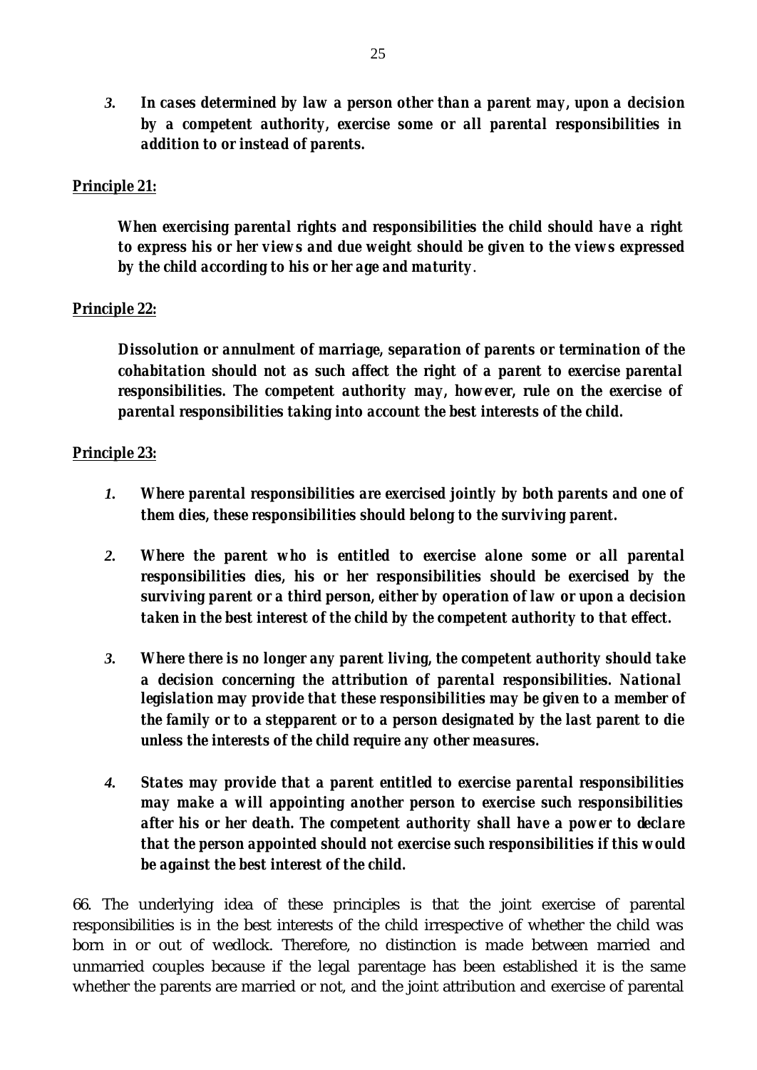*3.* ***In cases determined by law a person other than a parent may, upon a decision by a competent authority, exercise some or all parental responsibilities in addition to or instead of parents.***

**Principle 21:**

***When exercising parental rights and responsibilities the child should have a right to express his or her views and due weight should be given to the views expressed by the child according to his or her age and maturity***.

**Principle 22:**

***Dissolution or annulment of marriage, separation of parents or termination of the cohabitation should not as such affect the right of a parent to exercise parental responsibilities. The competent authority may, however, rule on the exercise of parental responsibilities taking into account the best interests of the child.***

**Principle 23:**

*1.* ***Where parental responsibilities are exercised jointly by both parents and one of them dies, these responsibilities should belong to the surviving parent.***

*2.* ***Where the parent who is entitled to exercise alone some or all parental responsibilities dies, his or her responsibilities should be exercised by the surviving parent or a third person, either by operation of law or upon a decision taken in the best interest of the child by the competent authority to that effect.***

*3.* ***Where there is no longer any parent living, the competent authority should take a decision concerning the attribution of parental responsibilities. National legislation may provide that these responsibilities may be given to a member of the family or to a stepparent or to a person designated by the last parent to die unless the interests of the child require any other measures.***

*4.* ***States may provide that a parent entitled to exercise parental responsibilities may make a will appointing another person to exercise such responsibilities after his or her death. The competent authority shall have a power to declare that the person appointed should not exercise such responsibilities if this would be against the best interest of the child.***

66. The underlying idea of these principles is that the joint exercise of parental responsibilities is in the best interests of the child irrespective of whether the child was born in or out of wedlock. Therefore, no distinction is made between married and unmarried couples because if the legal parentage has been established it is the same whether the parents are married or not, and the joint attribution and exercise of parental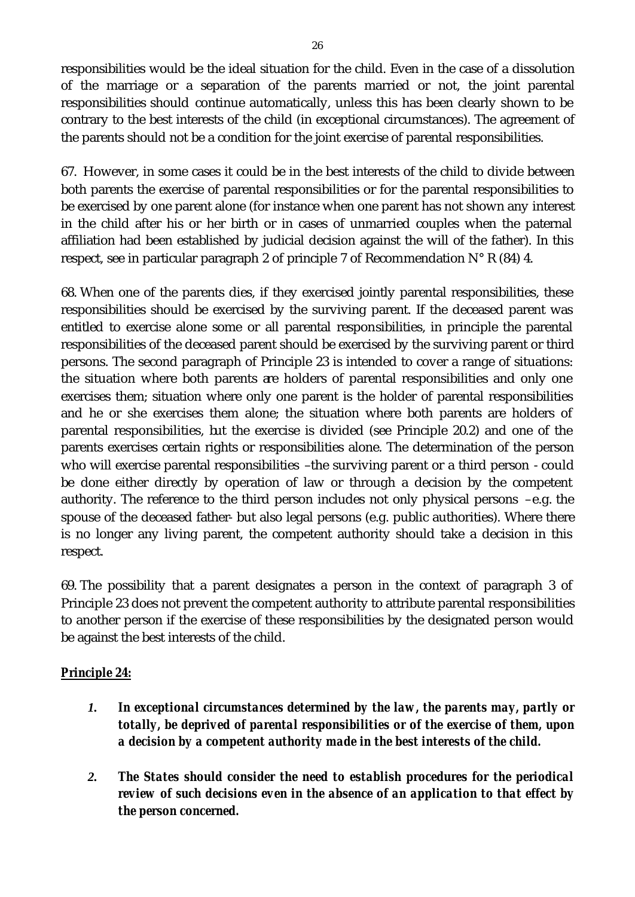responsibilities would be the ideal situation for the child. Even in the case of a dissolution of the marriage or a separation of the parents married or not, the joint parental responsibilities should continue automatically, unless this has been clearly shown to be contrary to the best interests of the child (in exceptional circumstances). The agreement of the parents should not be a condition for the joint exercise of parental responsibilities.

67. However, in some cases it could be in the best interests of the child to divide between both parents the exercise of parental responsibilities or for the parental responsibilities to be exercised by one parent alone (for instance when one parent has not shown any interest in the child after his or her birth or in cases of unmarried couples when the paternal affiliation had been established by judicial decision against the will of the father). In this respect, see in particular paragraph 2 of principle 7 of Recommendation N° R (84) 4.

68. When one of the parents dies, if they exercised jointly parental responsibilities, these responsibilities should be exercised by the surviving parent. If the deceased parent was entitled to exercise alone some or all parental responsibilities, in principle the parental responsibilities of the deceased parent should be exercised by the surviving parent or third persons. The second paragraph of Principle 23 is intended to cover a range of situations: the situation where both parents are holders of parental responsibilities and only one exercises them; situation where only one parent is the holder of parental responsibilities and he or she exercises them alone; the situation where both parents are holders of parental responsibilities, but the exercise is divided (see Principle 20.2) and one of the parents exercises certain rights or responsibilities alone. The determination of the person who will exercise parental responsibilities –the surviving parent or a third person - could be done either directly by operation of law or through a decision by the competent authority. The reference to the third person includes not only physical persons –e.g. the spouse of the deceased father- but also legal persons (e.g. public authorities). Where there is no longer any living parent, the competent authority should take a decision in this respect.

69. The possibility that a parent designates a person in the context of paragraph 3 of Principle 23 does not prevent the competent authority to attribute parental responsibilities to another person if the exercise of these responsibilities by the designated person would be against the best interests of the child.

**Principle 24:**

1. ***In exceptional circumstances determined by the law, the parents may, partly or totally, be deprived of parental responsibilities or of the exercise of them, upon a decision by a competent authority made in the best interests of the child.***

2. ***The States should consider the need to establish procedures for the periodical review of such decisions even in the absence of an application to that effect by the person concerned.***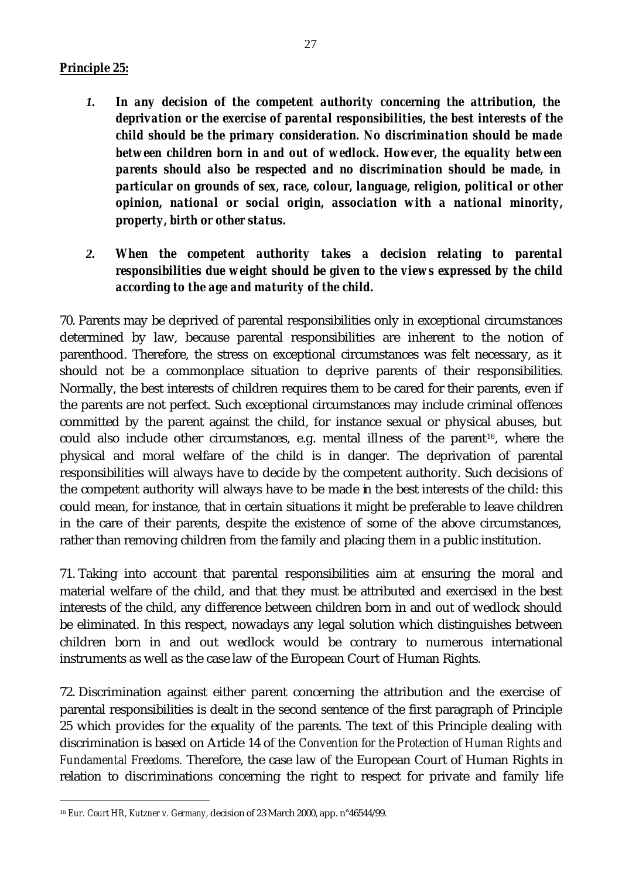**Principle 25:**

1. ***In any decision of the competent authority concerning the attribution, the deprivation or the exercise of parental responsibilities, the best interests of the child should be the primary consideration. No discrimination should be made between children born in and out of wedlock. However, the equality between parents should also be respected and no discrimination should be made, in particular on grounds of sex, race, colour, language, religion, political or other opinion, national or social origin, association with a national minority, property, birth or other status.***

2. ***When the competent authority takes a decision relating to parental responsibilities due weight should be given to the views expressed by the child according to the age and maturity of the child.***

70. Parents may be deprived of parental responsibilities only in exceptional circumstances determined by law, because parental responsibilities are inherent to the notion of parenthood. Therefore, the stress on exceptional circumstances was felt necessary, as it should not be a commonplace situation to deprive parents of their responsibilities. Normally, the best interests of children requires them to be cared for their parents, even if the parents are not perfect. Such exceptional circumstances may include criminal offences committed by the parent against the child, for instance sexual or physical abuses, but could also include other circumstances, e.g. mental illness of the parent[16], where the physical and moral welfare of the child is in danger. The deprivation of parental responsibilities will always have to decide by the competent authority. Such decisions of the competent authority will always have to be made in the best interests of the child: this could mean, for instance, that in certain situations it might be preferable to leave children in the care of their parents, despite the existence of some of the above circumstances, rather than removing children from the family and placing them in a public institution.

71. Taking into account that parental responsibilities aim at ensuring the moral and material welfare of the child, and that they must be attributed and exercised in the best interests of the child, any difference between children born in and out of wedlock should be eliminated. In this respect, nowadays any legal solution which distinguishes between children born in and out wedlock would be contrary to numerous international instruments as well as the case law of the European Court of Human Rights.

72. Discrimination against either parent concerning the attribution and the exercise of parental responsibilities is dealt in the second sentence of the first paragraph of Principle 25 which provides for the equality of the parents. The text of this Principle dealing with discrimination is based on Article 14 of the *Convention for the Protection of Human Rights and Fundamental Freedoms.* Therefore, the case law of the European Court of Human Rights in relation to discriminations concerning the right to respect for private and family life

---

[16] *Eur. Court HR, Kutzner v. Germany,* decision of 23 March 2000, app. n°46544/99.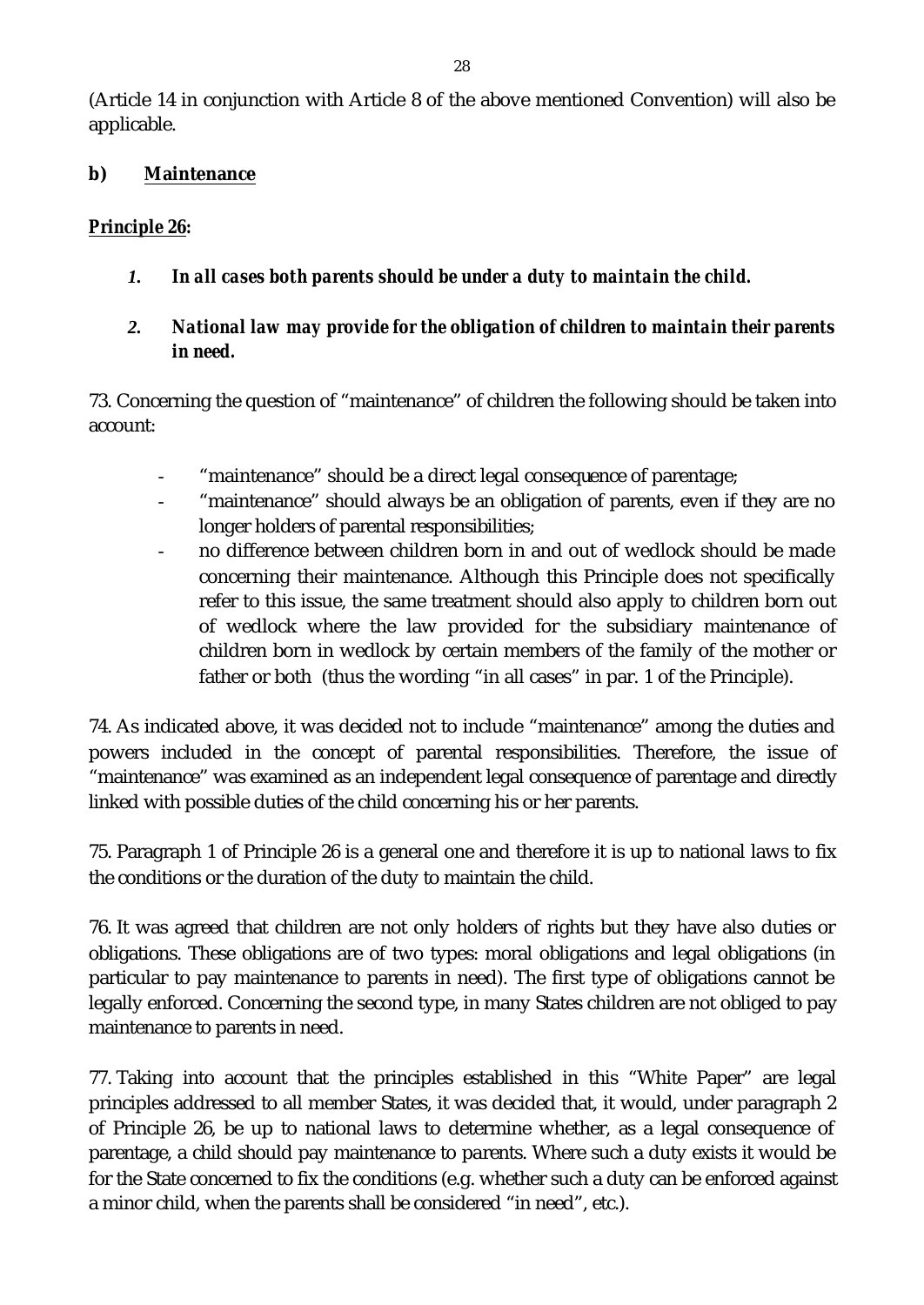(Article 14 in conjunction with Article 8 of the above mentioned Convention) will also be applicable.

**b) Maintenance**

**Principle 26:**

1. ***In all cases both parents should be under a duty to maintain the child.***

2. ***National law may provide for the obligation of children to maintain their parents in need.***

73. Concerning the question of "maintenance" of children the following should be taken into account:

- "maintenance" should be a direct legal consequence of parentage;
- "maintenance" should always be an obligation of parents, even if they are no longer holders of parental responsibilities;
- no difference between children born in and out of wedlock should be made concerning their maintenance. Although this Principle does not specifically refer to this issue, the same treatment should also apply to children born out of wedlock where the law provided for the subsidiary maintenance of children born in wedlock by certain members of the family of the mother or father or both (thus the wording "in all cases" in par. 1 of the Principle).

74. As indicated above, it was decided not to include "maintenance" among the duties and powers included in the concept of parental responsibilities. Therefore, the issue of "maintenance" was examined as an independent legal consequence of parentage and directly linked with possible duties of the child concerning his or her parents.

75. Paragraph 1 of Principle 26 is a general one and therefore it is up to national laws to fix the conditions or the duration of the duty to maintain the child.

76. It was agreed that children are not only holders of rights but they have also duties or obligations. These obligations are of two types: moral obligations and legal obligations (in particular to pay maintenance to parents in need). The first type of obligations cannot be legally enforced. Concerning the second type, in many States children are not obliged to pay maintenance to parents in need.

77. Taking into account that the principles established in this "White Paper" are legal principles addressed to all member States, it was decided that, it would, under paragraph 2 of Principle 26, be up to national laws to determine whether, as a legal consequence of parentage, a child should pay maintenance to parents. Where such a duty exists it would be for the State concerned to fix the conditions (e.g. whether such a duty can be enforced against a minor child, when the parents shall be considered "in need", etc.).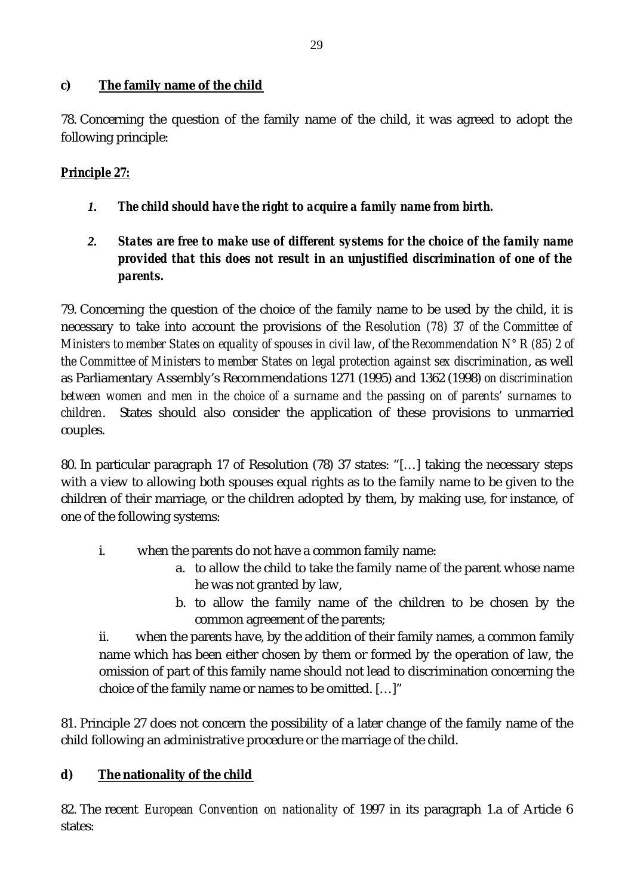### c) <u>The family name of the child</u>

78. Concerning the question of the family name of the child, it was agreed to adopt the following principle:

**<u>Principle 27:</u>**

1. ***The child should have the right to acquire a family name from birth.***

2. ***States are free to make use of different systems for the choice of the family name provided that this does not result in an unjustified discrimination of one of the parents.***

79. Concerning the question of the choice of the family name to be used by the child, it is necessary to take into account the provisions of the *Resolution (78) 37 of the Committee of Ministers to member States on equality of spouses in civil law*, of the *Recommendation N° R (85) 2 of the Committee of Ministers to member States on legal protection against sex discrimination*, as well as Parliamentary Assembly's Recommendations 1271 (1995) and 1362 (1998) *on discrimination between women and men in the choice of a surname and the passing on of parents' surnames to children*. States should also consider the application of these provisions to unmarried couples.

80. In particular paragraph 17 of Resolution (78) 37 states: "[…] taking the necessary steps with a view to allowing both spouses equal rights as to the family name to be given to the children of their marriage, or the children adopted by them, by making use, for instance, of one of the following systems:

i. when the parents do not have a common family name:
   a. to allow the child to take the family name of the parent whose name he was not granted by law,
   b. to allow the family name of the children to be chosen by the common agreement of the parents;

ii. when the parents have, by the addition of their family names, a common family name which has been either chosen by them or formed by the operation of law, the omission of part of this family name should not lead to discrimination concerning the choice of the family name or names to be omitted. […]"

81. Principle 27 does not concern the possibility of a later change of the family name of the child following an administrative procedure or the marriage of the child.

### d) <u>The nationality of the child</u>

82. The recent *European Convention on nationality* of 1997 in its paragraph 1.a of Article 6 states: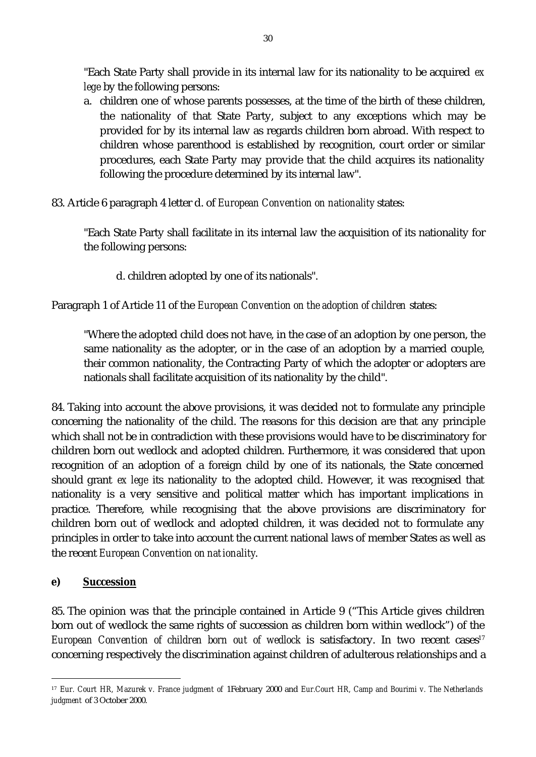"Each State Party shall provide in its internal law for its nationality to be acquired *ex lege* by the following persons:

a. children one of whose parents possesses, at the time of the birth of these children, the nationality of that State Party, subject to any exceptions which may be provided for by its internal law as regards children born abroad. With respect to children whose parenthood is established by recognition, court order or similar procedures, each State Party may provide that the child acquires its nationality following the procedure determined by its internal law".

83. Article 6 paragraph 4 letter d. of *European Convention on nationality* states:

"Each State Party shall facilitate in its internal law the acquisition of its nationality for the following persons:

d. children adopted by one of its nationals".

Paragraph 1 of Article 11 of the *European Convention on the adoption of children* states:

"Where the adopted child does not have, in the case of an adoption by one person, the same nationality as the adopter, or in the case of an adoption by a married couple, their common nationality, the Contracting Party of which the adopter or adopters are nationals shall facilitate acquisition of its nationality by the child".

84. Taking into account the above provisions, it was decided not to formulate any principle concerning the nationality of the child. The reasons for this decision are that any principle which shall not be in contradiction with these provisions would have to be discriminatory for children born out wedlock and adopted children. Furthermore, it was considered that upon recognition of an adoption of a foreign child by one of its nationals, the State concerned should grant *ex lege* its nationality to the adopted child. However, it was recognised that nationality is a very sensitive and political matter which has important implications in practice. Therefore, while recognising that the above provisions are discriminatory for children born out of wedlock and adopted children, it was decided not to formulate any principles in order to take into account the current national laws of member States as well as the recent *European Convention on nationality*.

**e) <u>Succession</u>**

85. The opinion was that the principle contained in Article 9 ("This Article gives children born out of wedlock the same rights of succession as children born within wedlock") of the *European Convention of children born out of wedlock* is satisfactory. In two recent cases[17] concerning respectively the discrimination against children of adulterous relationships and a

[17] *Eur. Court HR, Mazurek v. France judgment* of 1February 2000 and *Eur.Court HR, Camp and Bourimi v. The Netherlands judgment* of 3 October 2000.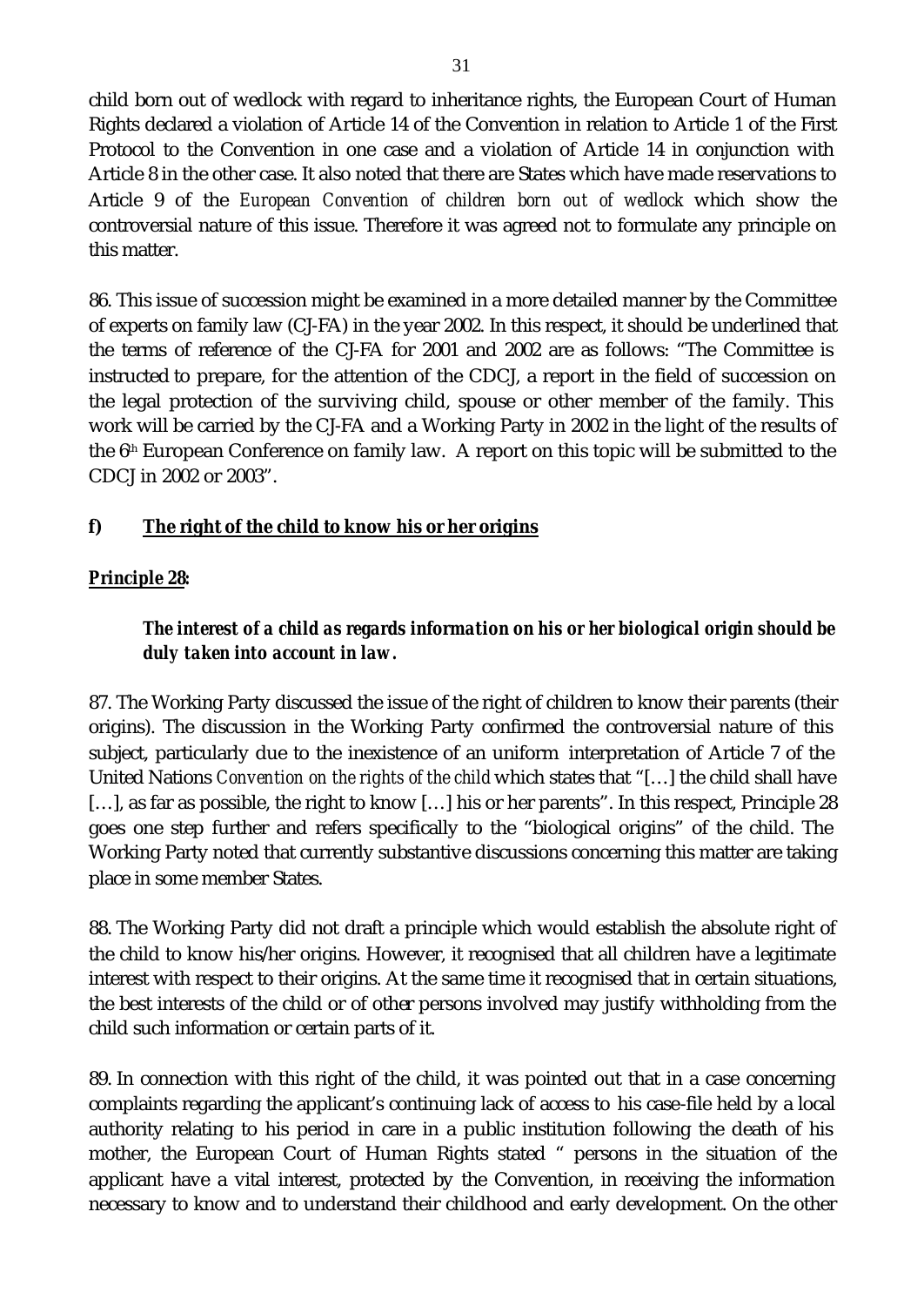child born out of wedlock with regard to inheritance rights, the European Court of Human Rights declared a violation of Article 14 of the Convention in relation to Article 1 of the First Protocol to the Convention in one case and a violation of Article 14 in conjunction with Article 8 in the other case. It also noted that there are States which have made reservations to Article 9 of the *European Convention of children born out of wedlock* which show the controversial nature of this issue. Therefore it was agreed not to formulate any principle on this matter.

86. This issue of succession might be examined in a more detailed manner by the Committee of experts on family law (CJ-FA) in the year 2002. In this respect, it should be underlined that the terms of reference of the CJ-FA for 2001 and 2002 are as follows: "The Committee is instructed to prepare, for the attention of the CDCJ, a report in the field of succession on the legal protection of the surviving child, spouse or other member of the family. This work will be carried by the CJ-FA and a Working Party in 2002 in the light of the results of the 6th European Conference on family law. A report on this topic will be submitted to the CDCJ in 2002 or 2003".

**f) <u>The right of the child to know his or her origins</u>**

**<u>Principle 28:</u>**

> ***The interest of a child as regards information on his or her biological origin should be duly taken into account in law.***

87. The Working Party discussed the issue of the right of children to know their parents (their origins). The discussion in the Working Party confirmed the controversial nature of this subject, particularly due to the inexistence of an uniform interpretation of Article 7 of the United Nations *Convention on the rights of the child* which states that "[…] the child shall have […], as far as possible, the right to know […] his or her parents". In this respect, Principle 28 goes one step further and refers specifically to the "biological origins" of the child. The Working Party noted that currently substantive discussions concerning this matter are taking place in some member States.

88. The Working Party did not draft a principle which would establish the absolute right of the child to know his/her origins. However, it recognised that all children have a legitimate interest with respect to their origins. At the same time it recognised that in certain situations, the best interests of the child or of other persons involved may justify withholding from the child such information or certain parts of it.

89. In connection with this right of the child, it was pointed out that in a case concerning complaints regarding the applicant's continuing lack of access to his case-file held by a local authority relating to his period in care in a public institution following the death of his mother, the European Court of Human Rights stated " persons in the situation of the applicant have a vital interest, protected by the Convention, in receiving the information necessary to know and to understand their childhood and early development. On the other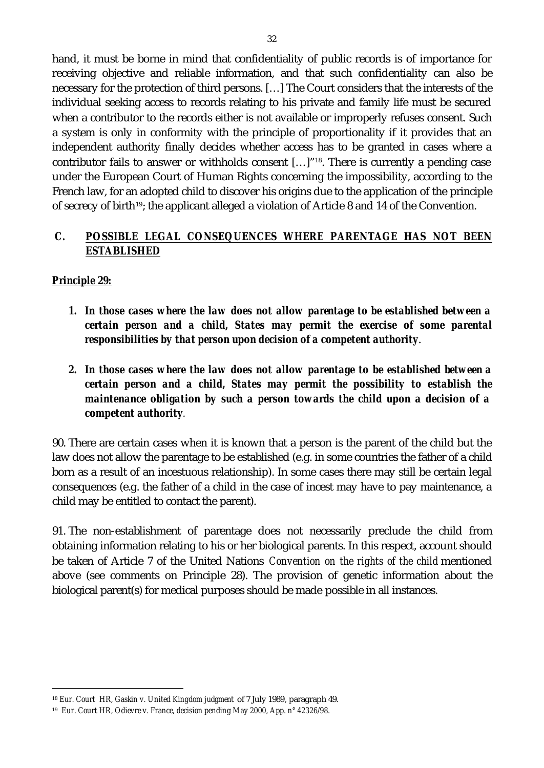hand, it must be borne in mind that confidentiality of public records is of importance for receiving objective and reliable information, and that such confidentiality can also be necessary for the protection of third persons. […] The Court considers that the interests of the individual seeking access to records relating to his private and family life must be secured when a contributor to the records either is not available or improperly refuses consent. Such a system is only in conformity with the principle of proportionality if it provides that an independent authority finally decides whether access has to be granted in cases where a contributor fails to answer or withholds consent […]"[18]. There is currently a pending case under the European Court of Human Rights concerning the impossibility, according to the French law, for an adopted child to discover his origins due to the application of the principle of secrecy of birth[19]; the applicant alleged a violation of Article 8 and 14 of the Convention.

## C. POSSIBLE LEGAL CONSEQUENCES WHERE PARENTAGE HAS NOT BEEN ESTABLISHED

**Principle 29:**

1. ***In those cases where the law does not allow parentage to be established between a certain person and a child, States may permit the exercise of some parental responsibilities by that person upon decision of a competent authority*.**

2. ***In those cases where the law does not allow parentage to be established between a certain person and a child, States may permit the possibility to establish the maintenance obligation by such a person towards the child upon a decision of a competent authority*.**

90. There are certain cases when it is known that a person is the parent of the child but the law does not allow the parentage to be established (e.g. in some countries the father of a child born as a result of an incestuous relationship). In some cases there may still be certain legal consequences (e.g. the father of a child in the case of incest may have to pay maintenance, a child may be entitled to contact the parent).

91. The non-establishment of parentage does not necessarily preclude the child from obtaining information relating to his or her biological parents. In this respect, account should be taken of Article 7 of the United Nations *Convention on the rights of the child* mentioned above (see comments on Principle 28). The provision of genetic information about the biological parent(s) for medical purposes should be made possible in all instances.

---

[18] *Eur. Court HR, Gaskin v. United Kingdom judgment* of 7 July 1989, paragraph 49.

[19] *Eur. Court HR, Odievre v. France, decision pending May 2000, App. n° 42326/98.*